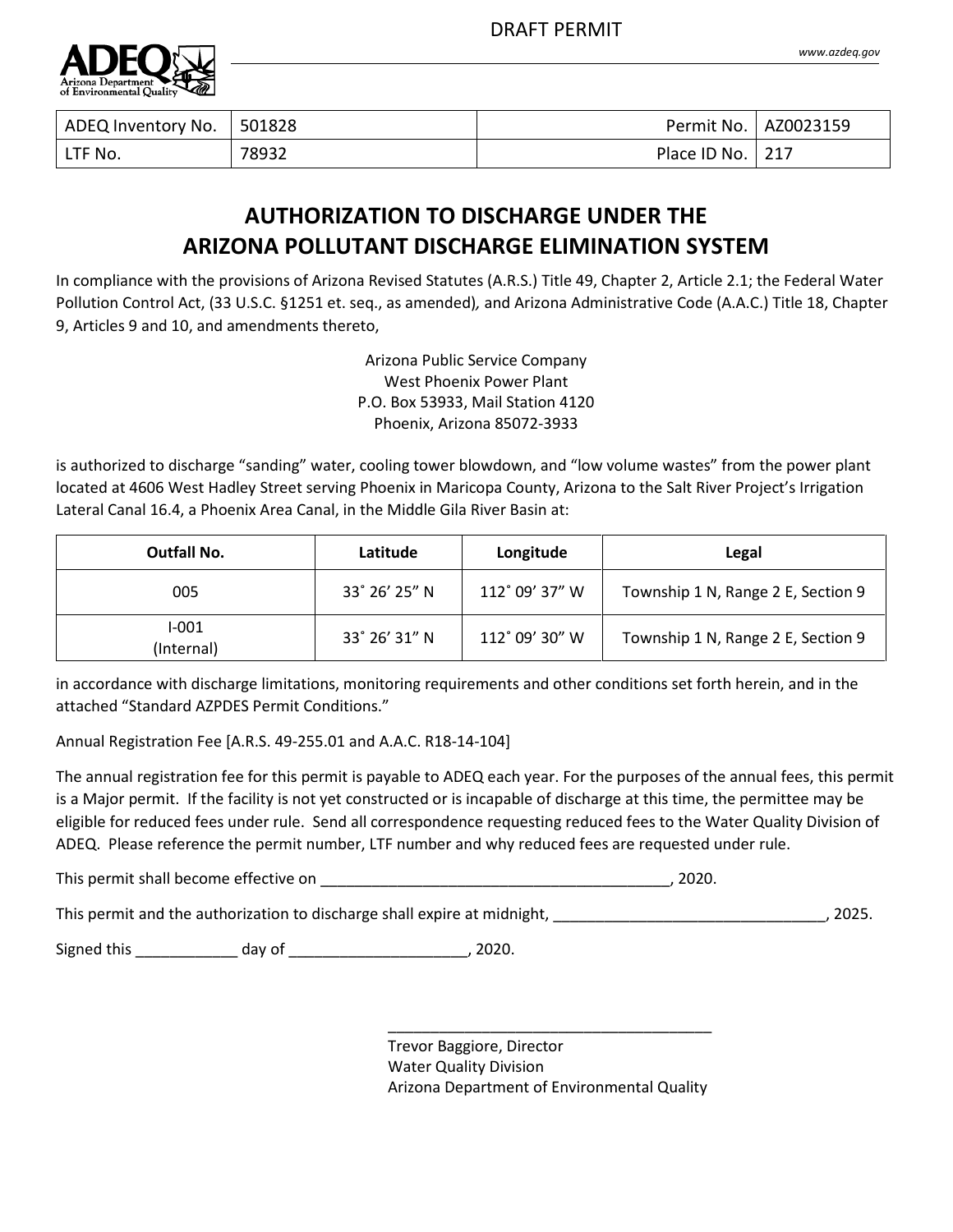DRAFT PERMIT

www.azdeq.gov

| ADEQ Inventory No. | 501828 | Permit No. | AZ0023159 |
| --- | --- | --- | --- |
| LTF No. | 78932 | Place ID No. | 217 |

# AUTHORIZATION TO DISCHARGE UNDER THE ARIZONA POLLUTANT DISCHARGE ELIMINATION SYSTEM

In compliance with the provisions of Arizona Revised Statutes (A.R.S.) Title 49, Chapter 2, Article 2.1; the Federal Water Pollution Control Act, (33 U.S.C. §1251 et. seq., as amended), and Arizona Administrative Code (A.A.C.) Title 18, Chapter 9, Articles 9 and 10, and amendments thereto,

Arizona Public Service Company
West Phoenix Power Plant
P.O. Box 53933, Mail Station 4120
Phoenix, Arizona 85072-3933

is authorized to discharge "sanding" water, cooling tower blowdown, and "low volume wastes" from the power plant located at 4606 West Hadley Street serving Phoenix in Maricopa County, Arizona to the Salt River Project's Irrigation Lateral Canal 16.4, a Phoenix Area Canal, in the Middle Gila River Basin at:

| Outfall No. | Latitude | Longitude | Legal |
| --- | --- | --- | --- |
| 005 | 33˚ 26' 25" N | 112˚ 09' 37" W | Township 1 N, Range 2 E, Section 9 |
| I-001 (Internal) | 33˚ 26' 31" N | 112˚ 09' 30" W | Township 1 N, Range 2 E, Section 9 |

in accordance with discharge limitations, monitoring requirements and other conditions set forth herein, and in the attached "Standard AZPDES Permit Conditions."

Annual Registration Fee [A.R.S. 49-255.01 and A.A.C. R18-14-104]

The annual registration fee for this permit is payable to ADEQ each year. For the purposes of the annual fees, this permit is a Major permit. If the facility is not yet constructed or is incapable of discharge at this time, the permittee may be eligible for reduced fees under rule. Send all correspondence requesting reduced fees to the Water Quality Division of ADEQ. Please reference the permit number, LTF number and why reduced fees are requested under rule.

This permit shall become effective on ________________________________________, 2020.

This permit and the authorization to discharge shall expire at midnight, ______________________________, 2025.

Signed this ___________ day of ____________________, 2020.

______________________________________
Trevor Baggiore, Director
Water Quality Division
Arizona Department of Environmental Quality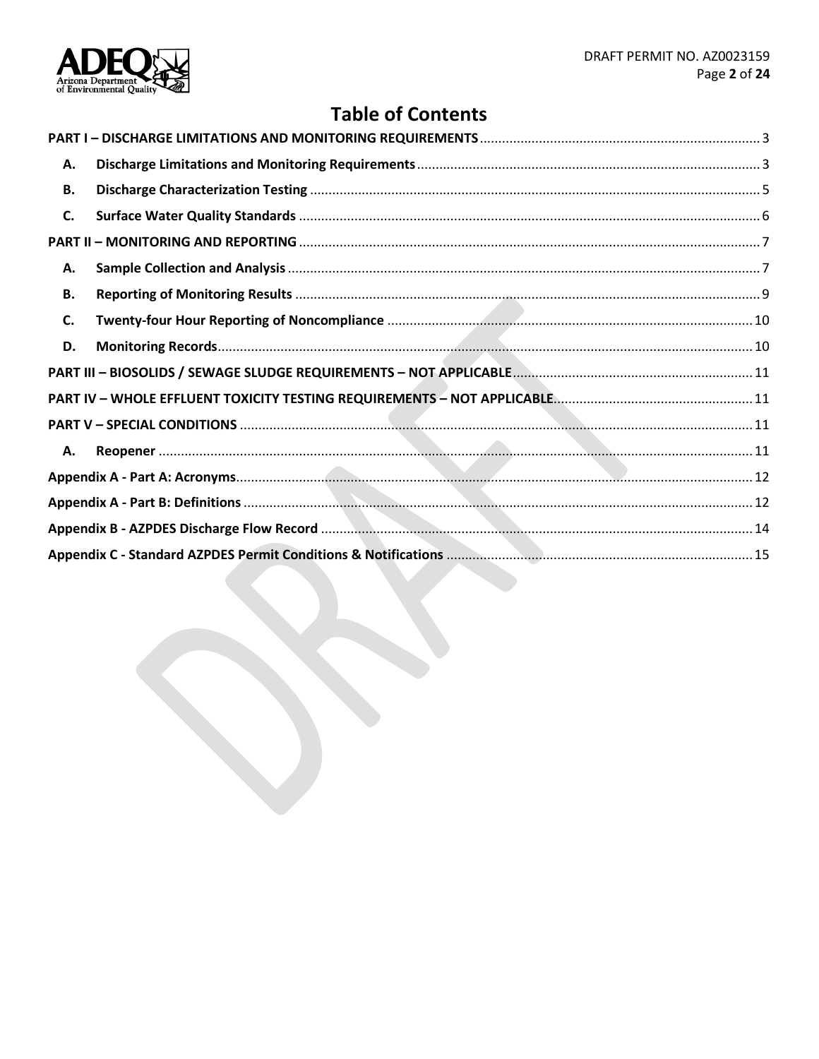# Table of Contents

PART I – DISCHARGE LIMITATIONS AND MONITORING REQUIREMENTS ........ 3

- A. Discharge Limitations and Monitoring Requirements ........ 3
- B. Discharge Characterization Testing ........ 5
- C. Surface Water Quality Standards ........ 6

PART II – MONITORING AND REPORTING ........ 7

- A. Sample Collection and Analysis ........ 7
- B. Reporting of Monitoring Results ........ 9
- C. Twenty-four Hour Reporting of Noncompliance ........ 10
- D. Monitoring Records ........ 10

PART III – BIOSOLIDS / SEWAGE SLUDGE REQUIREMENTS – NOT APPLICABLE ........ 11

PART IV – WHOLE EFFLUENT TOXICITY TESTING REQUIREMENTS – NOT APPLICABLE ........ 11

PART V – SPECIAL CONDITIONS ........ 11

- A. Reopener ........ 11

Appendix A - Part A: Acronyms ........ 12

Appendix A - Part B: Definitions ........ 12

Appendix B - AZPDES Discharge Flow Record ........ 14

Appendix C - Standard AZPDES Permit Conditions & Notifications ........ 15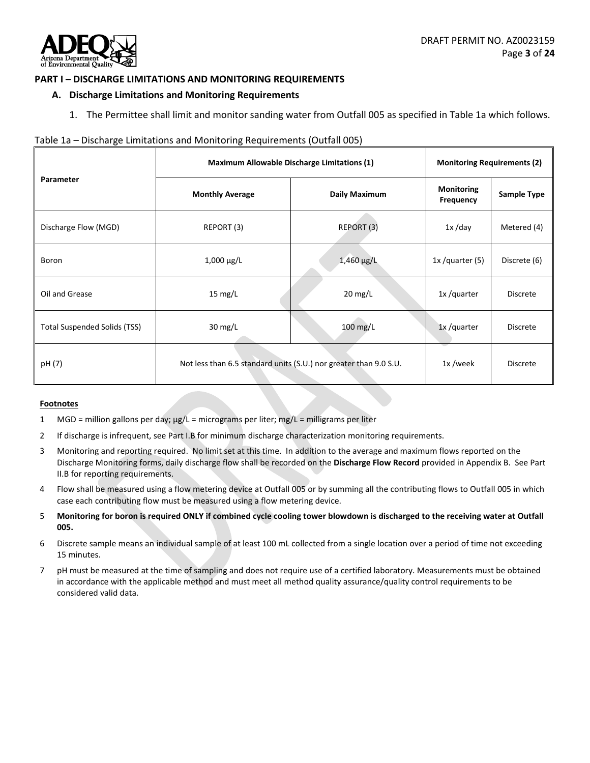## PART I – DISCHARGE LIMITATIONS AND MONITORING REQUIREMENTS

### A. Discharge Limitations and Monitoring Requirements

1. The Permittee shall limit and monitor sanding water from Outfall 005 as specified in Table 1a which follows.

Table 1a – Discharge Limitations and Monitoring Requirements (Outfall 005)

| Parameter | Maximum Allowable Discharge Limitations (1) | | Monitoring Requirements (2) | |
|---|---|---|---|---|
| | Monthly Average | Daily Maximum | Monitoring Frequency | Sample Type |
| Discharge Flow (MGD) | REPORT (3) | REPORT (3) | 1x /day | Metered (4) |
| Boron | 1,000 µg/L | 1,460 µg/L | 1x /quarter (5) | Discrete (6) |
| Oil and Grease | 15 mg/L | 20 mg/L | 1x /quarter | Discrete |
| Total Suspended Solids (TSS) | 30 mg/L | 100 mg/L | 1x /quarter | Discrete |
| pH (7) | Not less than 6.5 standard units (S.U.) nor greater than 9.0 S.U. | | 1x /week | Discrete |

**Footnotes**

1. MGD = million gallons per day; µg/L = micrograms per liter; mg/L = milligrams per liter
2. If discharge is infrequent, see Part I.B for minimum discharge characterization monitoring requirements.
3. Monitoring and reporting required. No limit set at this time. In addition to the average and maximum flows reported on the Discharge Monitoring forms, daily discharge flow shall be recorded on the **Discharge Flow Record** provided in Appendix B. See Part II.B for reporting requirements.
4. Flow shall be measured using a flow metering device at Outfall 005 or by summing all the contributing flows to Outfall 005 in which case each contributing flow must be measured using a flow metering device.
5. **Monitoring for boron is required ONLY if combined cycle cooling tower blowdown is discharged to the receiving water at Outfall 005.**
6. Discrete sample means an individual sample of at least 100 mL collected from a single location over a period of time not exceeding 15 minutes.
7. pH must be measured at the time of sampling and does not require use of a certified laboratory. Measurements must be obtained in accordance with the applicable method and must meet all method quality assurance/quality control requirements to be considered valid data.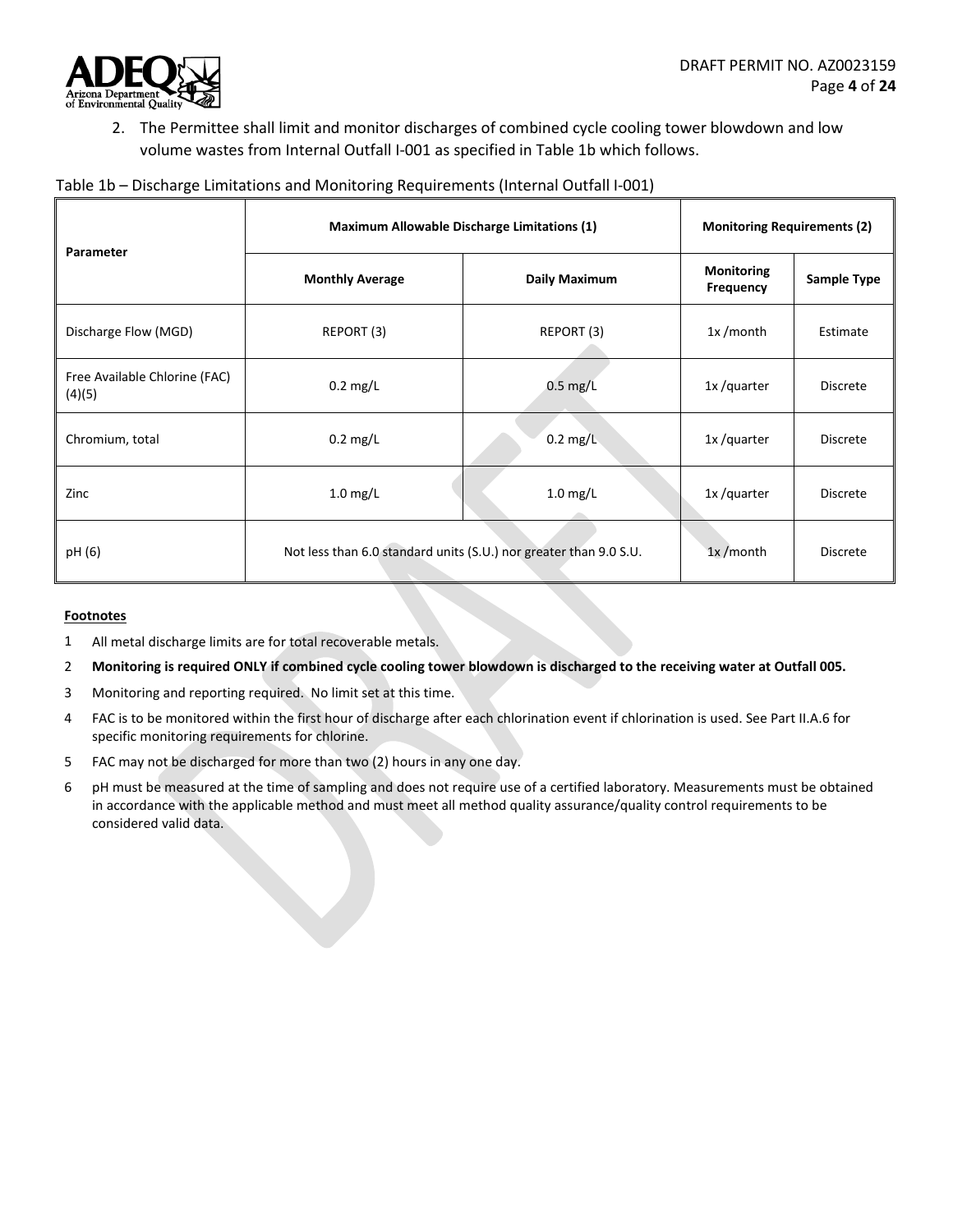2. The Permittee shall limit and monitor discharges of combined cycle cooling tower blowdown and low volume wastes from Internal Outfall I-001 as specified in Table 1b which follows.

Table 1b – Discharge Limitations and Monitoring Requirements (Internal Outfall I-001)

| Parameter | Maximum Allowable Discharge Limitations (1) | | Monitoring Requirements (2) | |
|---|---|---|---|---|
| | **Monthly Average** | **Daily Maximum** | **Monitoring Frequency** | **Sample Type** |
| Discharge Flow (MGD) | REPORT (3) | REPORT (3) | 1x /month | Estimate |
| Free Available Chlorine (FAC) (4)(5) | 0.2 mg/L | 0.5 mg/L | 1x /quarter | Discrete |
| Chromium, total | 0.2 mg/L | 0.2 mg/L | 1x /quarter | Discrete |
| Zinc | 1.0 mg/L | 1.0 mg/L | 1x /quarter | Discrete |
| pH (6) | Not less than 6.0 standard units (S.U.) nor greater than 9.0 S.U. | | 1x /month | Discrete |

**Footnotes**

1. All metal discharge limits are for total recoverable metals.
2. **Monitoring is required ONLY if combined cycle cooling tower blowdown is discharged to the receiving water at Outfall 005.**
3. Monitoring and reporting required. No limit set at this time.
4. FAC is to be monitored within the first hour of discharge after each chlorination event if chlorination is used. See Part II.A.6 for specific monitoring requirements for chlorine.
5. FAC may not be discharged for more than two (2) hours in any one day.
6. pH must be measured at the time of sampling and does not require use of a certified laboratory. Measurements must be obtained in accordance with the applicable method and must meet all method quality assurance/quality control requirements to be considered valid data.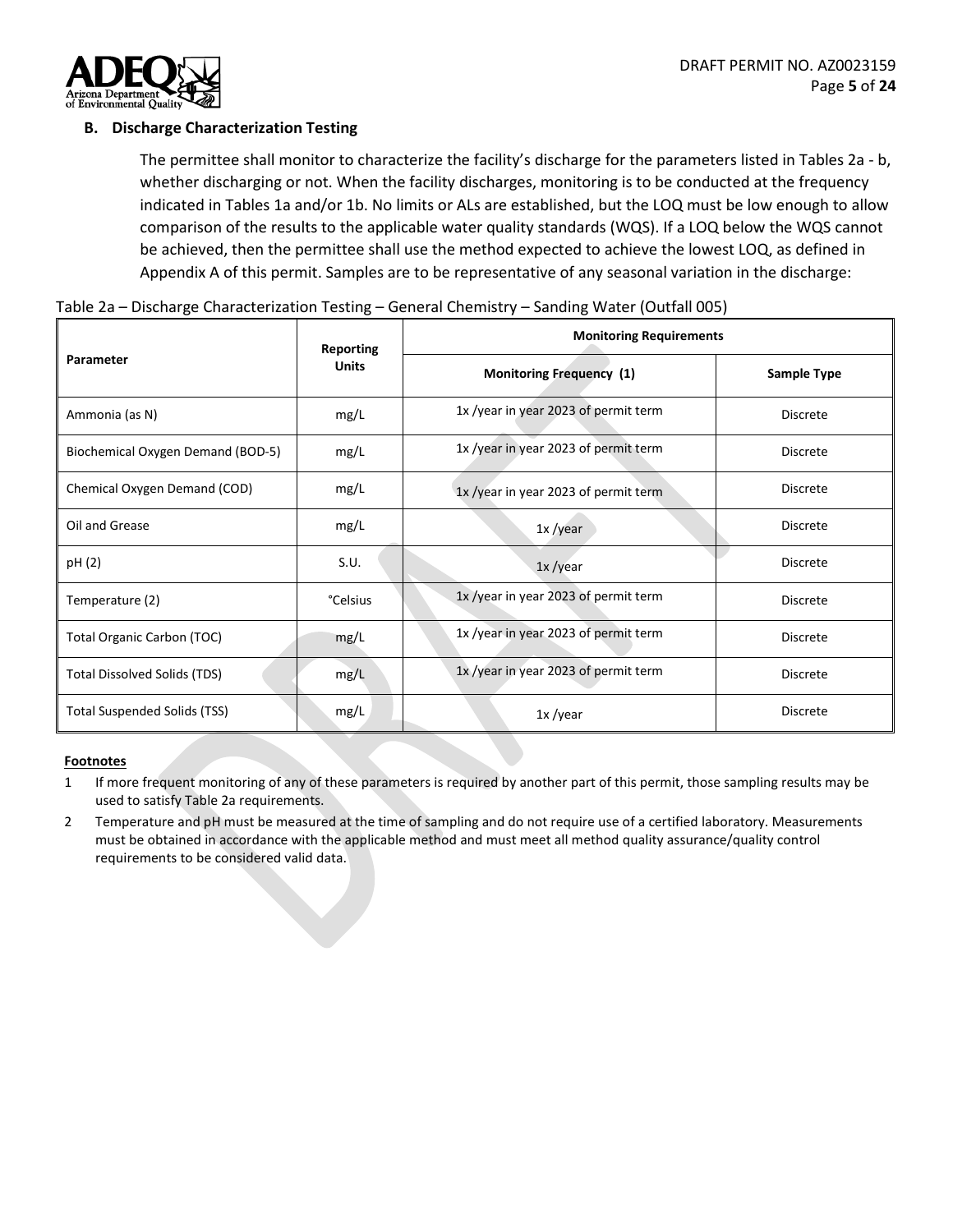### B. Discharge Characterization Testing

The permittee shall monitor to characterize the facility's discharge for the parameters listed in Tables 2a - b, whether discharging or not. When the facility discharges, monitoring is to be conducted at the frequency indicated in Tables 1a and/or 1b. No limits or ALs are established, but the LOQ must be low enough to allow comparison of the results to the applicable water quality standards (WQS). If a LOQ below the WQS cannot be achieved, then the permittee shall use the method expected to achieve the lowest LOQ, as defined in Appendix A of this permit. Samples are to be representative of any seasonal variation in the discharge:

Table 2a – Discharge Characterization Testing – General Chemistry – Sanding Water (Outfall 005)

| Parameter | Reporting Units | Monitoring Requirements | |
|---|---|---|---|
| | | Monitoring Frequency (1) | Sample Type |
| Ammonia (as N) | mg/L | 1x /year in year 2023 of permit term | Discrete |
| Biochemical Oxygen Demand (BOD-5) | mg/L | 1x /year in year 2023 of permit term | Discrete |
| Chemical Oxygen Demand (COD) | mg/L | 1x /year in year 2023 of permit term | Discrete |
| Oil and Grease | mg/L | 1x /year | Discrete |
| pH (2) | S.U. | 1x /year | Discrete |
| Temperature (2) | °Celsius | 1x /year in year 2023 of permit term | Discrete |
| Total Organic Carbon (TOC) | mg/L | 1x /year in year 2023 of permit term | Discrete |
| Total Dissolved Solids (TDS) | mg/L | 1x /year in year 2023 of permit term | Discrete |
| Total Suspended Solids (TSS) | mg/L | 1x /year | Discrete |

**Footnotes**

1. If more frequent monitoring of any of these parameters is required by another part of this permit, those sampling results may be used to satisfy Table 2a requirements.
2. Temperature and pH must be measured at the time of sampling and do not require use of a certified laboratory. Measurements must be obtained in accordance with the applicable method and must meet all method quality assurance/quality control requirements to be considered valid data.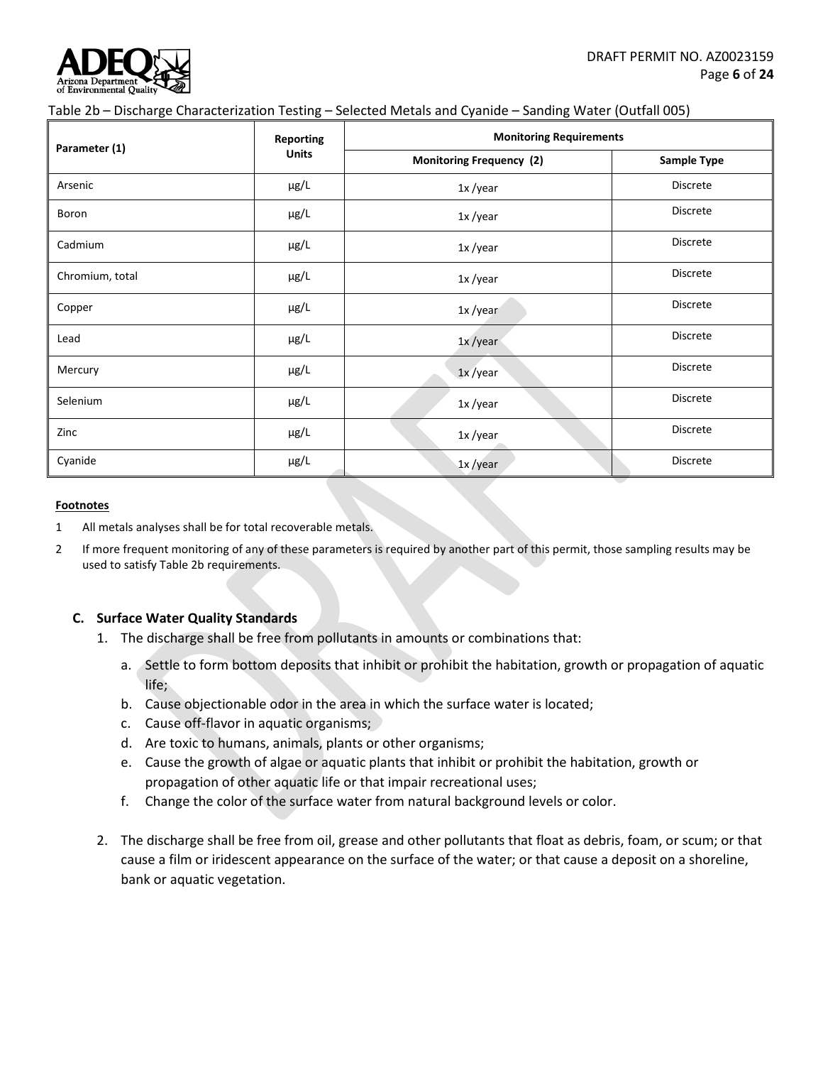Table 2b – Discharge Characterization Testing – Selected Metals and Cyanide – Sanding Water (Outfall 005)

| Parameter (1) | Reporting Units | Monitoring Requirements | |
|---|---|---|---|
| | | Monitoring Frequency (2) | Sample Type |
| Arsenic | µg/L | 1x /year | Discrete |
| Boron | µg/L | 1x /year | Discrete |
| Cadmium | µg/L | 1x /year | Discrete |
| Chromium, total | µg/L | 1x /year | Discrete |
| Copper | µg/L | 1x /year | Discrete |
| Lead | µg/L | 1x /year | Discrete |
| Mercury | µg/L | 1x /year | Discrete |
| Selenium | µg/L | 1x /year | Discrete |
| Zinc | µg/L | 1x /year | Discrete |
| Cyanide | µg/L | 1x /year | Discrete |

**Footnotes**

1 All metals analyses shall be for total recoverable metals.

2 If more frequent monitoring of any of these parameters is required by another part of this permit, those sampling results may be used to satisfy Table 2b requirements.

### C. Surface Water Quality Standards

1. The discharge shall be free from pollutants in amounts or combinations that:
   a. Settle to form bottom deposits that inhibit or prohibit the habitation, growth or propagation of aquatic life;
   b. Cause objectionable odor in the area in which the surface water is located;
   c. Cause off-flavor in aquatic organisms;
   d. Are toxic to humans, animals, plants or other organisms;
   e. Cause the growth of algae or aquatic plants that inhibit or prohibit the habitation, growth or propagation of other aquatic life or that impair recreational uses;
   f. Change the color of the surface water from natural background levels or color.

2. The discharge shall be free from oil, grease and other pollutants that float as debris, foam, or scum; or that cause a film or iridescent appearance on the surface of the water; or that cause a deposit on a shoreline, bank or aquatic vegetation.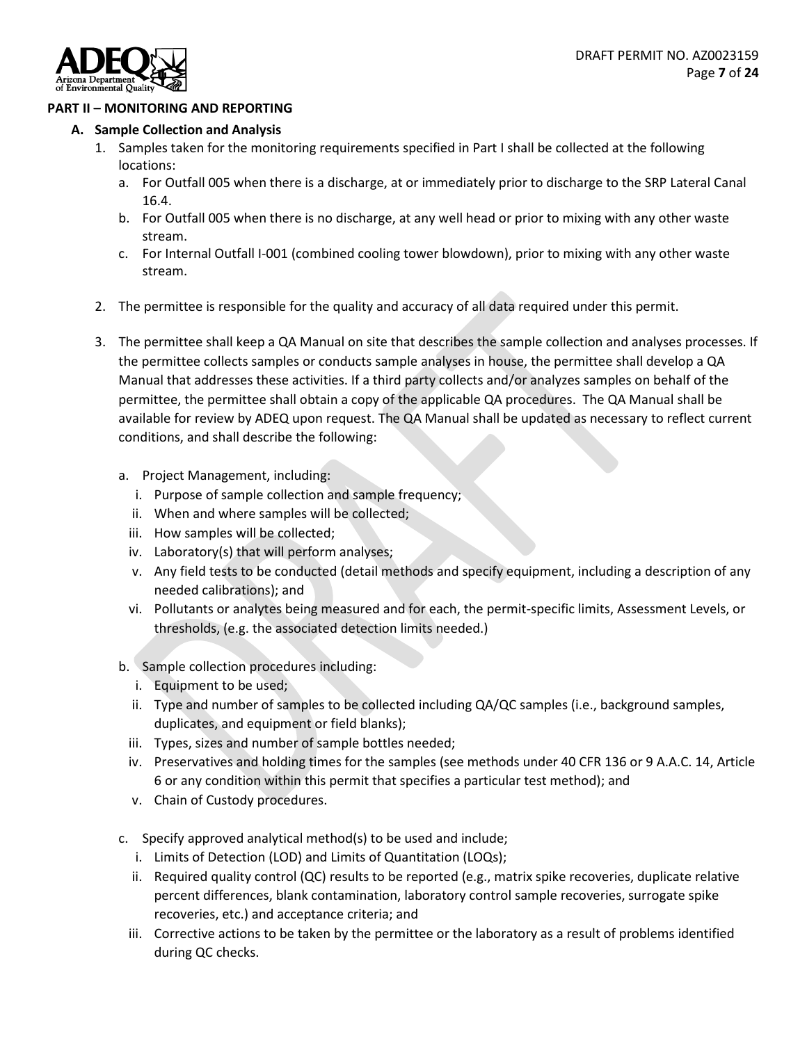## PART II – MONITORING AND REPORTING

### A. Sample Collection and Analysis

1. Samples taken for the monitoring requirements specified in Part I shall be collected at the following locations:
   a. For Outfall 005 when there is a discharge, at or immediately prior to discharge to the SRP Lateral Canal 16.4.
   b. For Outfall 005 when there is no discharge, at any well head or prior to mixing with any other waste stream.
   c. For Internal Outfall I-001 (combined cooling tower blowdown), prior to mixing with any other waste stream.

2. The permittee is responsible for the quality and accuracy of all data required under this permit.

3. The permittee shall keep a QA Manual on site that describes the sample collection and analyses processes. If the permittee collects samples or conducts sample analyses in house, the permittee shall develop a QA Manual that addresses these activities. If a third party collects and/or analyzes samples on behalf of the permittee, the permittee shall obtain a copy of the applicable QA procedures. The QA Manual shall be available for review by ADEQ upon request. The QA Manual shall be updated as necessary to reflect current conditions, and shall describe the following:

   a. Project Management, including:
      i. Purpose of sample collection and sample frequency;
      ii. When and where samples will be collected;
      iii. How samples will be collected;
      iv. Laboratory(s) that will perform analyses;
      v. Any field tests to be conducted (detail methods and specify equipment, including a description of any needed calibrations); and
      vi. Pollutants or analytes being measured and for each, the permit-specific limits, Assessment Levels, or thresholds, (e.g. the associated detection limits needed.)

   b. Sample collection procedures including:
      i. Equipment to be used;
      ii. Type and number of samples to be collected including QA/QC samples (i.e., background samples, duplicates, and equipment or field blanks);
      iii. Types, sizes and number of sample bottles needed;
      iv. Preservatives and holding times for the samples (see methods under 40 CFR 136 or 9 A.A.C. 14, Article 6 or any condition within this permit that specifies a particular test method); and
      v. Chain of Custody procedures.

   c. Specify approved analytical method(s) to be used and include;
      i. Limits of Detection (LOD) and Limits of Quantitation (LOQs);
      ii. Required quality control (QC) results to be reported (e.g., matrix spike recoveries, duplicate relative percent differences, blank contamination, laboratory control sample recoveries, surrogate spike recoveries, etc.) and acceptance criteria; and
      iii. Corrective actions to be taken by the permittee or the laboratory as a result of problems identified during QC checks.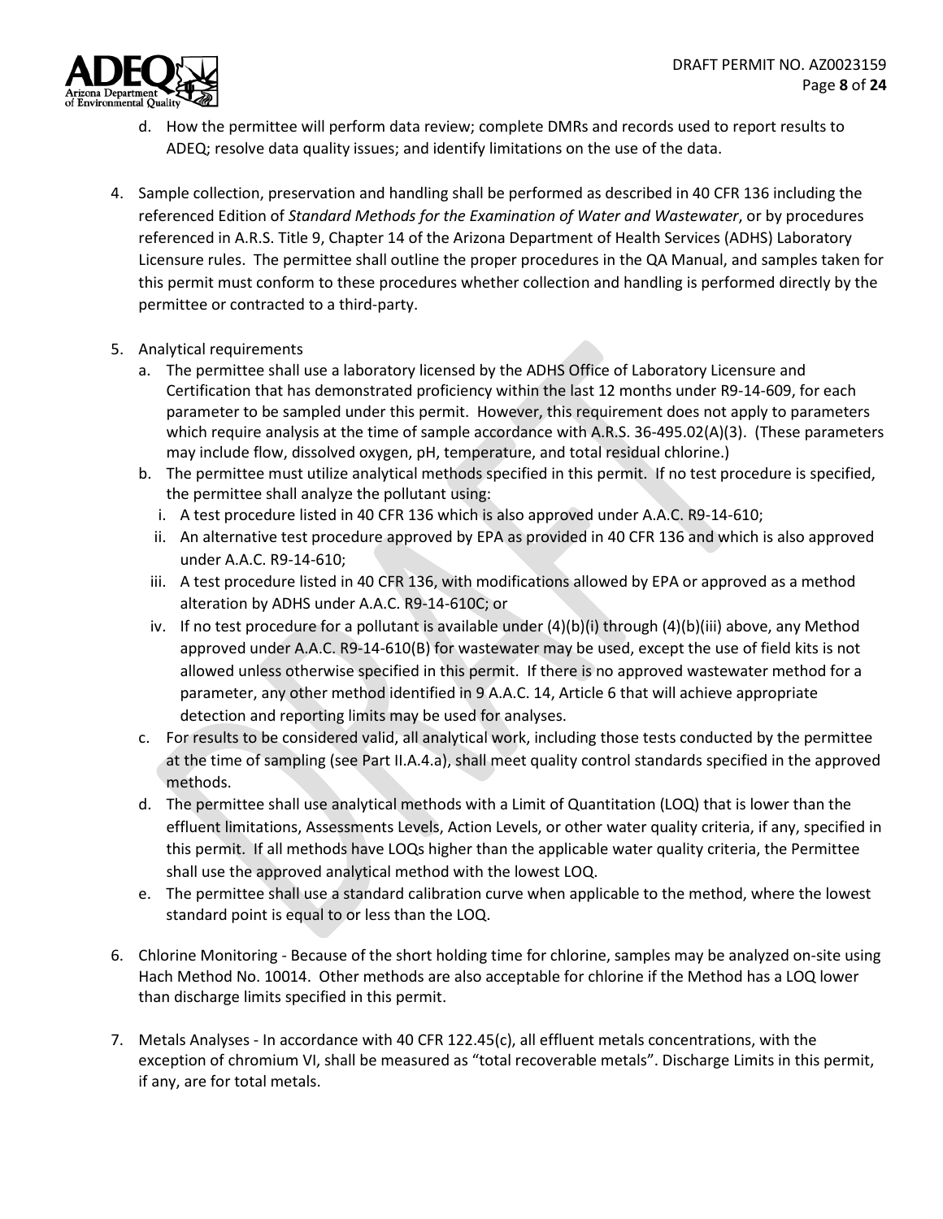d. How the permittee will perform data review; complete DMRs and records used to report results to ADEQ; resolve data quality issues; and identify limitations on the use of the data.

4. Sample collection, preservation and handling shall be performed as described in 40 CFR 136 including the referenced Edition of *Standard Methods for the Examination of Water and Wastewater*, or by procedures referenced in A.R.S. Title 9, Chapter 14 of the Arizona Department of Health Services (ADHS) Laboratory Licensure rules. The permittee shall outline the proper procedures in the QA Manual, and samples taken for this permit must conform to these procedures whether collection and handling is performed directly by the permittee or contracted to a third-party.

5. Analytical requirements
   a. The permittee shall use a laboratory licensed by the ADHS Office of Laboratory Licensure and Certification that has demonstrated proficiency within the last 12 months under R9-14-609, for each parameter to be sampled under this permit. However, this requirement does not apply to parameters which require analysis at the time of sample accordance with A.R.S. 36-495.02(A)(3). (These parameters may include flow, dissolved oxygen, pH, temperature, and total residual chlorine.)
   b. The permittee must utilize analytical methods specified in this permit. If no test procedure is specified, the permittee shall analyze the pollutant using:
      i. A test procedure listed in 40 CFR 136 which is also approved under A.A.C. R9-14-610;
      ii. An alternative test procedure approved by EPA as provided in 40 CFR 136 and which is also approved under A.A.C. R9-14-610;
      iii. A test procedure listed in 40 CFR 136, with modifications allowed by EPA or approved as a method alteration by ADHS under A.A.C. R9-14-610C; or
      iv. If no test procedure for a pollutant is available under (4)(b)(i) through (4)(b)(iii) above, any Method approved under A.A.C. R9-14-610(B) for wastewater may be used, except the use of field kits is not allowed unless otherwise specified in this permit. If there is no approved wastewater method for a parameter, any other method identified in 9 A.A.C. 14, Article 6 that will achieve appropriate detection and reporting limits may be used for analyses.
   c. For results to be considered valid, all analytical work, including those tests conducted by the permittee at the time of sampling (see Part II.A.4.a), shall meet quality control standards specified in the approved methods.
   d. The permittee shall use analytical methods with a Limit of Quantitation (LOQ) that is lower than the effluent limitations, Assessments Levels, Action Levels, or other water quality criteria, if any, specified in this permit. If all methods have LOQs higher than the applicable water quality criteria, the Permittee shall use the approved analytical method with the lowest LOQ.
   e. The permittee shall use a standard calibration curve when applicable to the method, where the lowest standard point is equal to or less than the LOQ.

6. Chlorine Monitoring - Because of the short holding time for chlorine, samples may be analyzed on-site using Hach Method No. 10014. Other methods are also acceptable for chlorine if the Method has a LOQ lower than discharge limits specified in this permit.

7. Metals Analyses - In accordance with 40 CFR 122.45(c), all effluent metals concentrations, with the exception of chromium VI, shall be measured as "total recoverable metals". Discharge Limits in this permit, if any, are for total metals.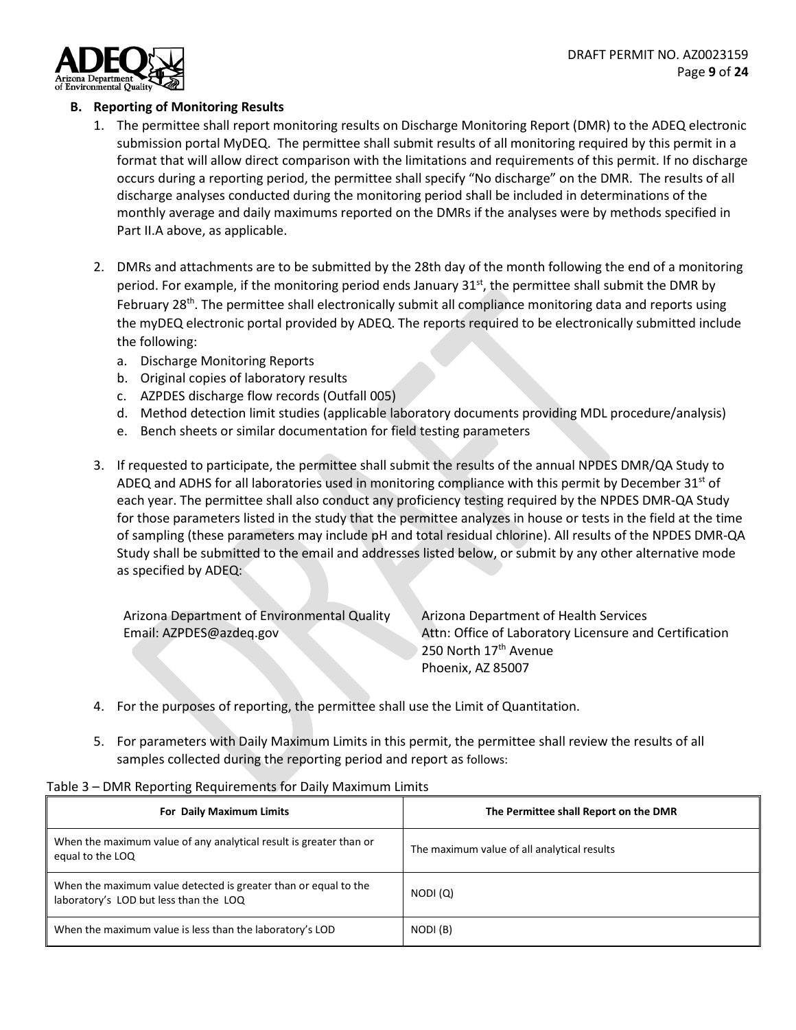### B. Reporting of Monitoring Results

1. The permittee shall report monitoring results on Discharge Monitoring Report (DMR) to the ADEQ electronic submission portal MyDEQ. The permittee shall submit results of all monitoring required by this permit in a format that will allow direct comparison with the limitations and requirements of this permit. If no discharge occurs during a reporting period, the permittee shall specify "No discharge" on the DMR. The results of all discharge analyses conducted during the monitoring period shall be included in determinations of the monthly average and daily maximums reported on the DMRs if the analyses were by methods specified in Part II.A above, as applicable.

2. DMRs and attachments are to be submitted by the 28th day of the month following the end of a monitoring period. For example, if the monitoring period ends January 31st, the permittee shall submit the DMR by February 28th. The permittee shall electronically submit all compliance monitoring data and reports using the myDEQ electronic portal provided by ADEQ. The reports required to be electronically submitted include the following:
   a. Discharge Monitoring Reports
   b. Original copies of laboratory results
   c. AZPDES discharge flow records (Outfall 005)
   d. Method detection limit studies (applicable laboratory documents providing MDL procedure/analysis)
   e. Bench sheets or similar documentation for field testing parameters

3. If requested to participate, the permittee shall submit the results of the annual NPDES DMR/QA Study to ADEQ and ADHS for all laboratories used in monitoring compliance with this permit by December 31st of each year. The permittee shall also conduct any proficiency testing required by the NPDES DMR-QA Study for those parameters listed in the study that the permittee analyzes in house or tests in the field at the time of sampling (these parameters may include pH and total residual chlorine). All results of the NPDES DMR-QA Study shall be submitted to the email and addresses listed below, or submit by any other alternative mode as specified by ADEQ:

   Arizona Department of Environmental Quality
   Email: AZPDES@azdeq.gov

   Arizona Department of Health Services
   Attn: Office of Laboratory Licensure and Certification
   250 North 17th Avenue
   Phoenix, AZ 85007

4. For the purposes of reporting, the permittee shall use the Limit of Quantitation.

5. For parameters with Daily Maximum Limits in this permit, the permittee shall review the results of all samples collected during the reporting period and report as follows:

Table 3 – DMR Reporting Requirements for Daily Maximum Limits

| For Daily Maximum Limits | The Permittee shall Report on the DMR |
|---|---|
| When the maximum value of any analytical result is greater than or equal to the LOQ | The maximum value of all analytical results |
| When the maximum value detected is greater than or equal to the laboratory's LOD but less than the LOQ | NODI (Q) |
| When the maximum value is less than the laboratory's LOD | NODI (B) |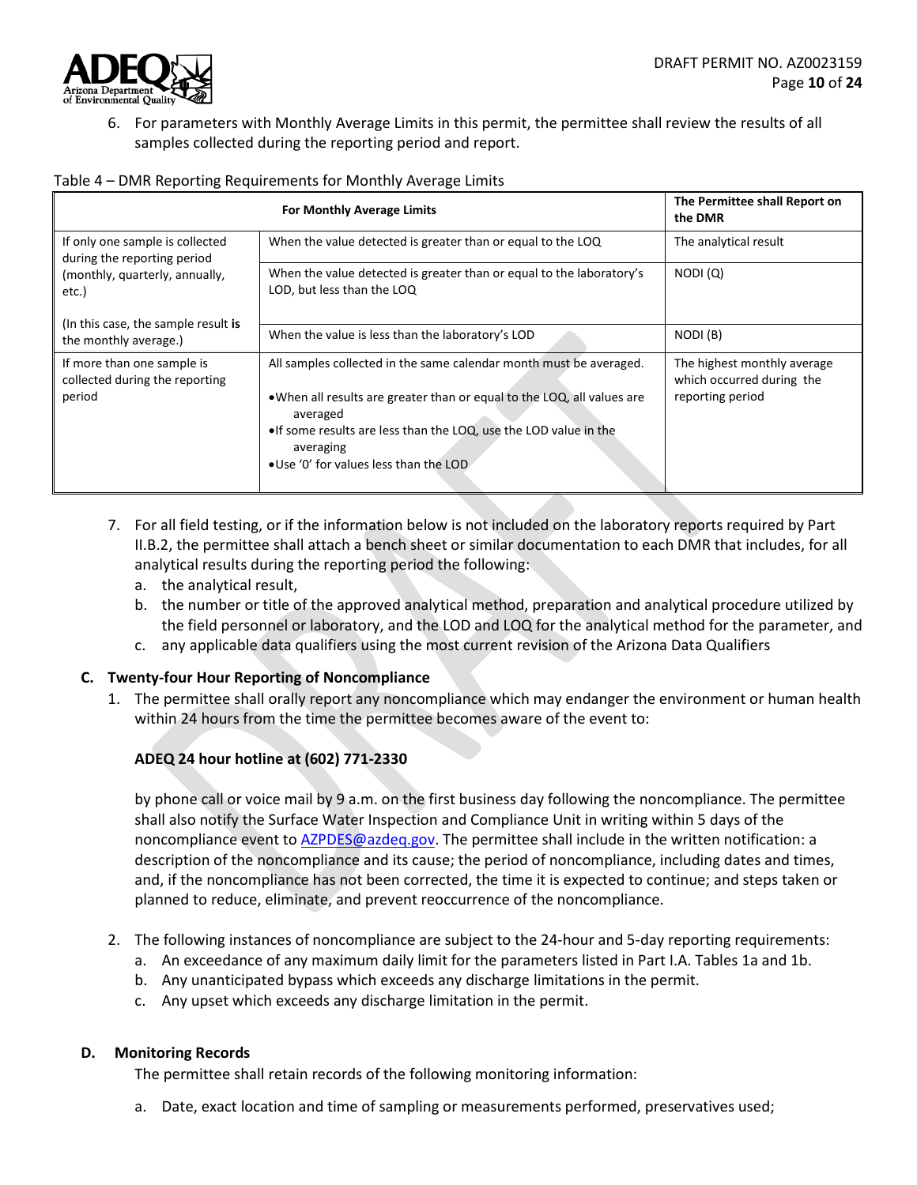6. For parameters with Monthly Average Limits in this permit, the permittee shall review the results of all samples collected during the reporting period and report.

Table 4 – DMR Reporting Requirements for Monthly Average Limits

| For Monthly Average Limits | | The Permittee shall Report on the DMR |
|---|---|---|
| If only one sample is collected during the reporting period (monthly, quarterly, annually, etc.)<br><br>(In this case, the sample result **is** the monthly average.) | When the value detected is greater than or equal to the LOQ | The analytical result |
| | When the value detected is greater than or equal to the laboratory's LOD, but less than the LOQ | NODI (Q) |
| | When the value is less than the laboratory's LOD | NODI (B) |
| If more than one sample is collected during the reporting period | All samples collected in the same calendar month must be averaged.<br><br>• When all results are greater than or equal to the LOQ, all values are averaged<br>• If some results are less than the LOQ, use the LOD value in the averaging<br>• Use '0' for values less than the LOD | The highest monthly average which occurred during the reporting period |

7. For all field testing, or if the information below is not included on the laboratory reports required by Part II.B.2, the permittee shall attach a bench sheet or similar documentation to each DMR that includes, for all analytical results during the reporting period the following:
   a. the analytical result,
   b. the number or title of the approved analytical method, preparation and analytical procedure utilized by the field personnel or laboratory, and the LOD and LOQ for the analytical method for the parameter, and
   c. any applicable data qualifiers using the most current revision of the Arizona Data Qualifiers

## C. Twenty-four Hour Reporting of Noncompliance

1. The permittee shall orally report any noncompliance which may endanger the environment or human health within 24 hours from the time the permittee becomes aware of the event to:

   **ADEQ 24 hour hotline at (602) 771-2330**

   by phone call or voice mail by 9 a.m. on the first business day following the noncompliance. The permittee shall also notify the Surface Water Inspection and Compliance Unit in writing within 5 days of the noncompliance event to AZPDES@azdeq.gov. The permittee shall include in the written notification: a description of the noncompliance and its cause; the period of noncompliance, including dates and times, and, if the noncompliance has not been corrected, the time it is expected to continue; and steps taken or planned to reduce, eliminate, and prevent reoccurrence of the noncompliance.

2. The following instances of noncompliance are subject to the 24-hour and 5-day reporting requirements:
   a. An exceedance of any maximum daily limit for the parameters listed in Part I.A. Tables 1a and 1b.
   b. Any unanticipated bypass which exceeds any discharge limitations in the permit.
   c. Any upset which exceeds any discharge limitation in the permit.

## D. Monitoring Records

The permittee shall retain records of the following monitoring information:

a. Date, exact location and time of sampling or measurements performed, preservatives used;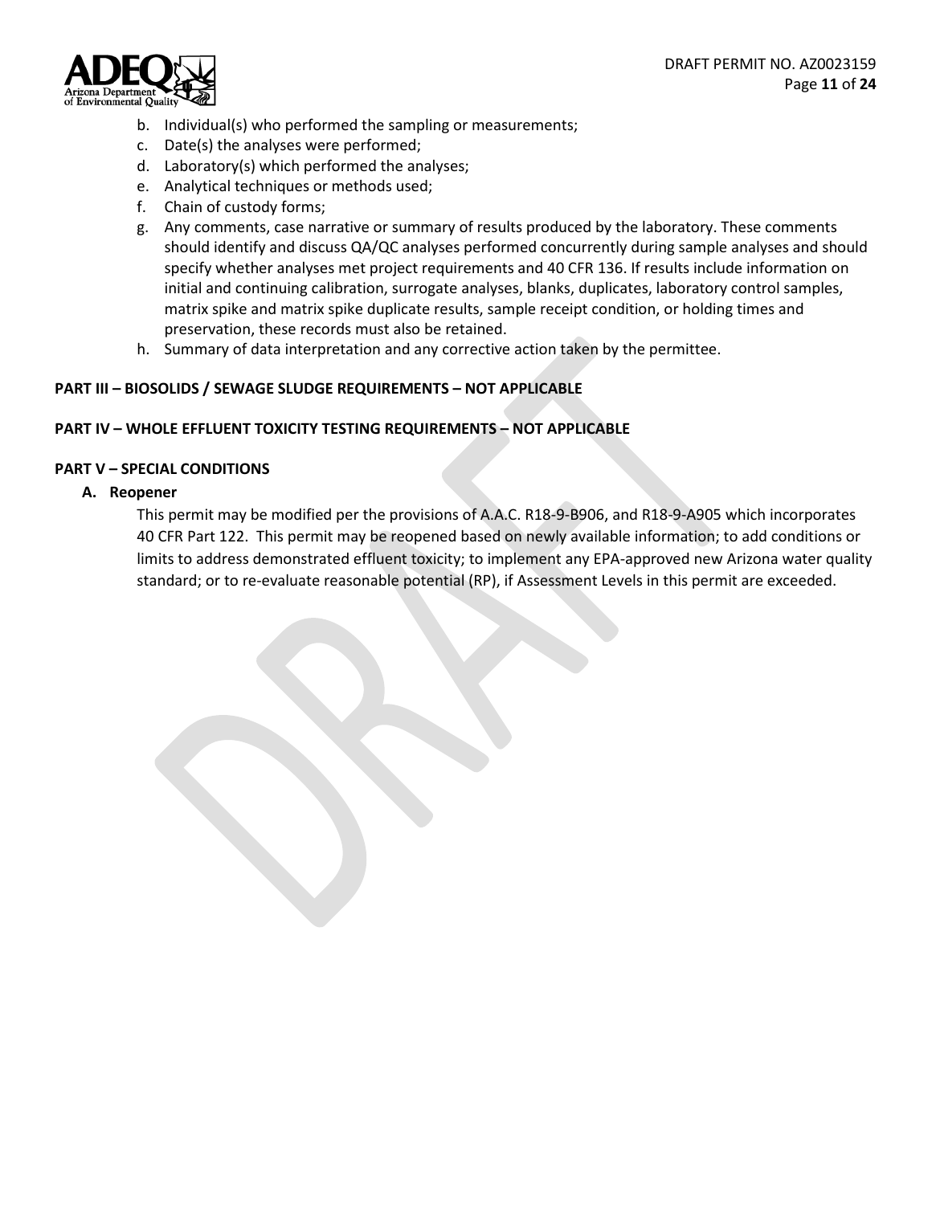b. Individual(s) who performed the sampling or measurements;
c. Date(s) the analyses were performed;
d. Laboratory(s) which performed the analyses;
e. Analytical techniques or methods used;
f. Chain of custody forms;
g. Any comments, case narrative or summary of results produced by the laboratory. These comments should identify and discuss QA/QC analyses performed concurrently during sample analyses and should specify whether analyses met project requirements and 40 CFR 136. If results include information on initial and continuing calibration, surrogate analyses, blanks, duplicates, laboratory control samples, matrix spike and matrix spike duplicate results, sample receipt condition, or holding times and preservation, these records must also be retained.
h. Summary of data interpretation and any corrective action taken by the permittee.

## PART III – BIOSOLIDS / SEWAGE SLUDGE REQUIREMENTS – NOT APPLICABLE

## PART IV – WHOLE EFFLUENT TOXICITY TESTING REQUIREMENTS – NOT APPLICABLE

## PART V – SPECIAL CONDITIONS

### A. Reopener

This permit may be modified per the provisions of A.A.C. R18-9-B906, and R18-9-A905 which incorporates 40 CFR Part 122. This permit may be reopened based on newly available information; to add conditions or limits to address demonstrated effluent toxicity; to implement any EPA-approved new Arizona water quality standard; or to re-evaluate reasonable potential (RP), if Assessment Levels in this permit are exceeded.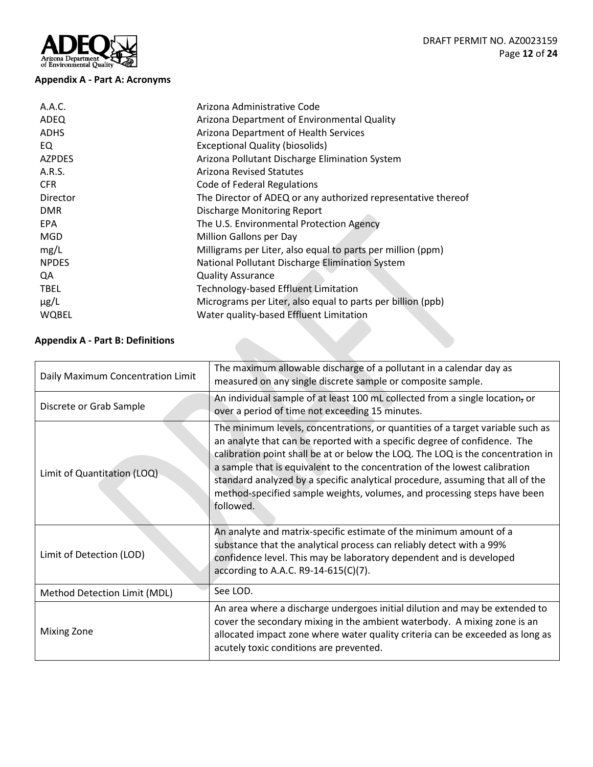### Appendix A - Part A: Acronyms

| | |
|---|---|
| A.A.C. | Arizona Administrative Code |
| ADEQ | Arizona Department of Environmental Quality |
| ADHS | Arizona Department of Health Services |
| EQ | Exceptional Quality (biosolids) |
| AZPDES | Arizona Pollutant Discharge Elimination System |
| A.R.S. | Arizona Revised Statutes |
| CFR | Code of Federal Regulations |
| Director | The Director of ADEQ or any authorized representative thereof |
| DMR | Discharge Monitoring Report |
| EPA | The U.S. Environmental Protection Agency |
| MGD | Million Gallons per Day |
| mg/L | Milligrams per Liter, also equal to parts per million (ppm) |
| NPDES | National Pollutant Discharge Elimination System |
| QA | Quality Assurance |
| TBEL | Technology-based Effluent Limitation |
| µg/L | Micrograms per Liter, also equal to parts per billion (ppb) |
| WQBEL | Water quality-based Effluent Limitation |

### Appendix A - Part B: Definitions

| | |
|---|---|
| Daily Maximum Concentration Limit | The maximum allowable discharge of a pollutant in a calendar day as measured on any single discrete sample or composite sample. |
| Discrete or Grab Sample | An individual sample of at least 100 mL collected from a single location, or over a period of time not exceeding 15 minutes. |
| Limit of Quantitation (LOQ) | The minimum levels, concentrations, or quantities of a target variable such as an analyte that can be reported with a specific degree of confidence. The calibration point shall be at or below the LOQ. The LOQ is the concentration in a sample that is equivalent to the concentration of the lowest calibration standard analyzed by a specific analytical procedure, assuming that all of the method-specified sample weights, volumes, and processing steps have been followed. |
| Limit of Detection (LOD) | An analyte and matrix-specific estimate of the minimum amount of a substance that the analytical process can reliably detect with a 99% confidence level. This may be laboratory dependent and is developed according to A.A.C. R9-14-615(C)(7). |
| Method Detection Limit (MDL) | See LOD. |
| Mixing Zone | An area where a discharge undergoes initial dilution and may be extended to cover the secondary mixing in the ambient waterbody. A mixing zone is an allocated impact zone where water quality criteria can be exceeded as long as acutely toxic conditions are prevented. |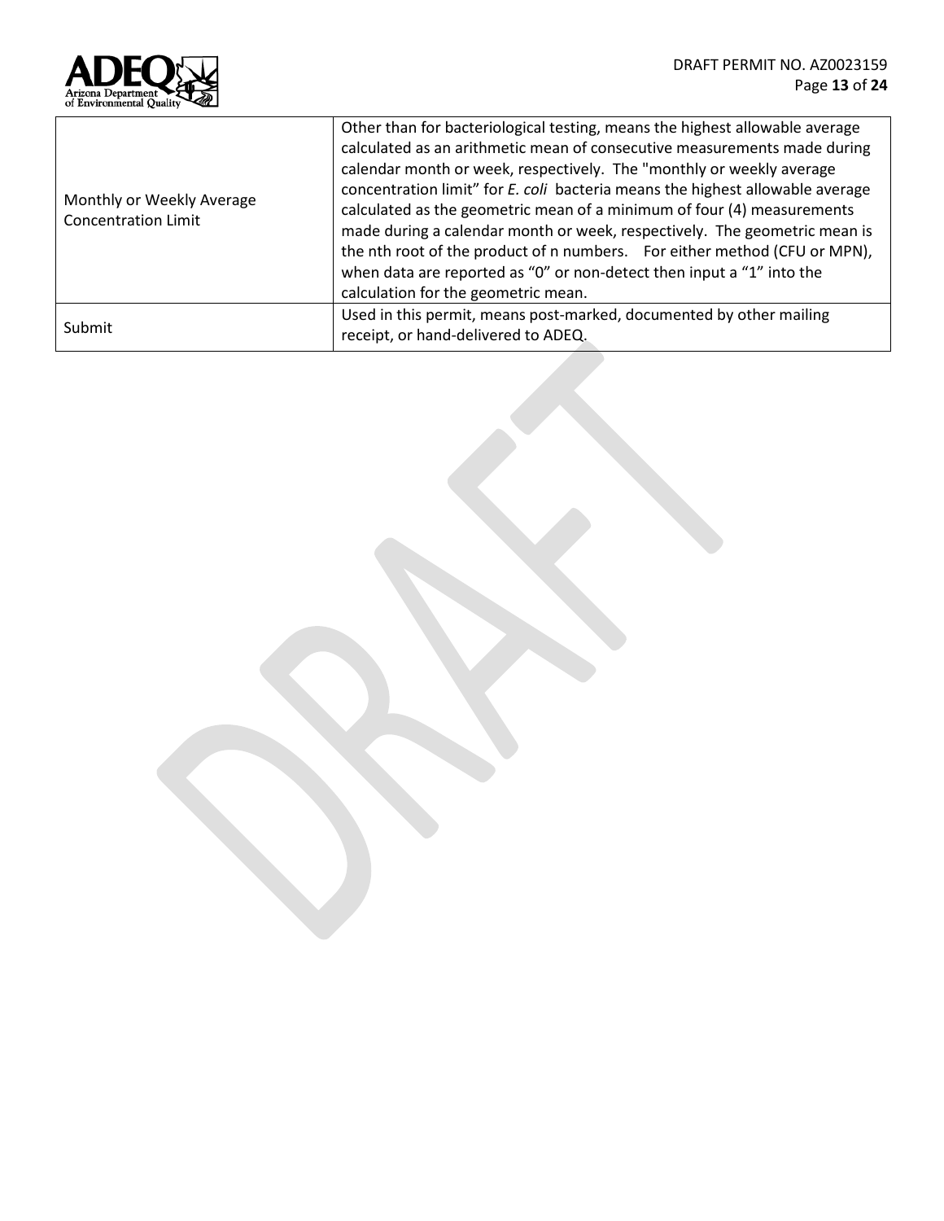| | |
|---|---|
| Monthly or Weekly Average Concentration Limit | Other than for bacteriological testing, means the highest allowable average calculated as an arithmetic mean of consecutive measurements made during calendar month or week, respectively. The "monthly or weekly average concentration limit" for *E. coli* bacteria means the highest allowable average calculated as the geometric mean of a minimum of four (4) measurements made during a calendar month or week, respectively. The geometric mean is the nth root of the product of n numbers. For either method (CFU or MPN), when data are reported as "0" or non-detect then input a "1" into the calculation for the geometric mean. |
| Submit | Used in this permit, means post-marked, documented by other mailing receipt, or hand-delivered to ADEQ. |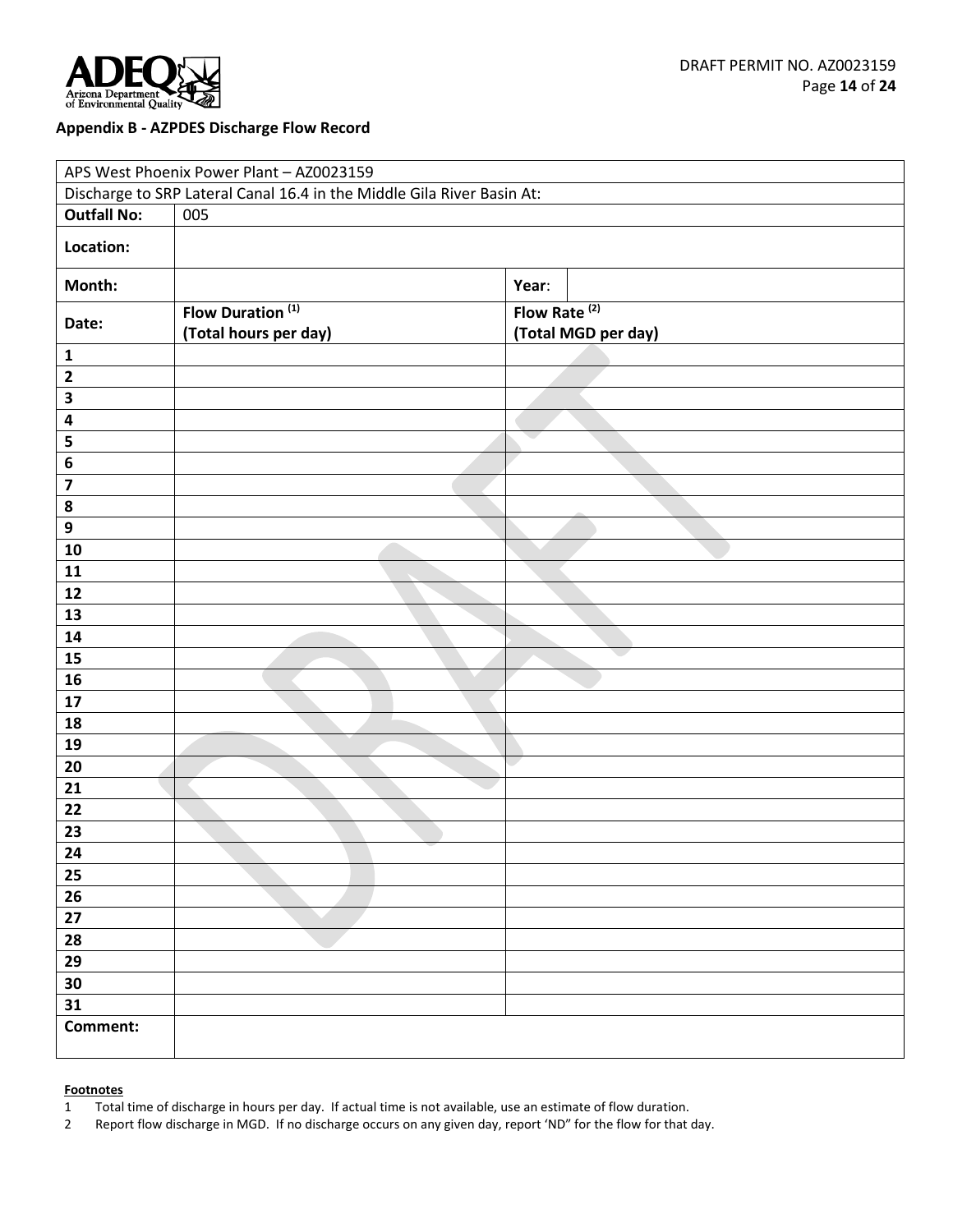**Appendix B - AZPDES Discharge Flow Record**

| APS West Phoenix Power Plant – AZ0023159 | | | |
|---|---|---|---|
| Discharge to SRP Lateral Canal 16.4 in the Middle Gila River Basin At: | | | |
| **Outfall No:** | 005 | | |
| **Location:** | | | |
| **Month:** | | **Year**: | |
| **Date:** | **Flow Duration [(1)] (Total hours per day)** | **Flow Rate [(2)] (Total MGD per day)** | |
| **1** | | | |
| **2** | | | |
| **3** | | | |
| **4** | | | |
| **5** | | | |
| **6** | | | |
| **7** | | | |
| **8** | | | |
| **9** | | | |
| **10** | | | |
| **11** | | | |
| **12** | | | |
| **13** | | | |
| **14** | | | |
| **15** | | | |
| **16** | | | |
| **17** | | | |
| **18** | | | |
| **19** | | | |
| **20** | | | |
| **21** | | | |
| **22** | | | |
| **23** | | | |
| **24** | | | |
| **25** | | | |
| **26** | | | |
| **27** | | | |
| **28** | | | |
| **29** | | | |
| **30** | | | |
| **31** | | | |
| **Comment:** | | | |

**Footnotes**

1 Total time of discharge in hours per day. If actual time is not available, use an estimate of flow duration.

2 Report flow discharge in MGD. If no discharge occurs on any given day, report 'ND" for the flow for that day.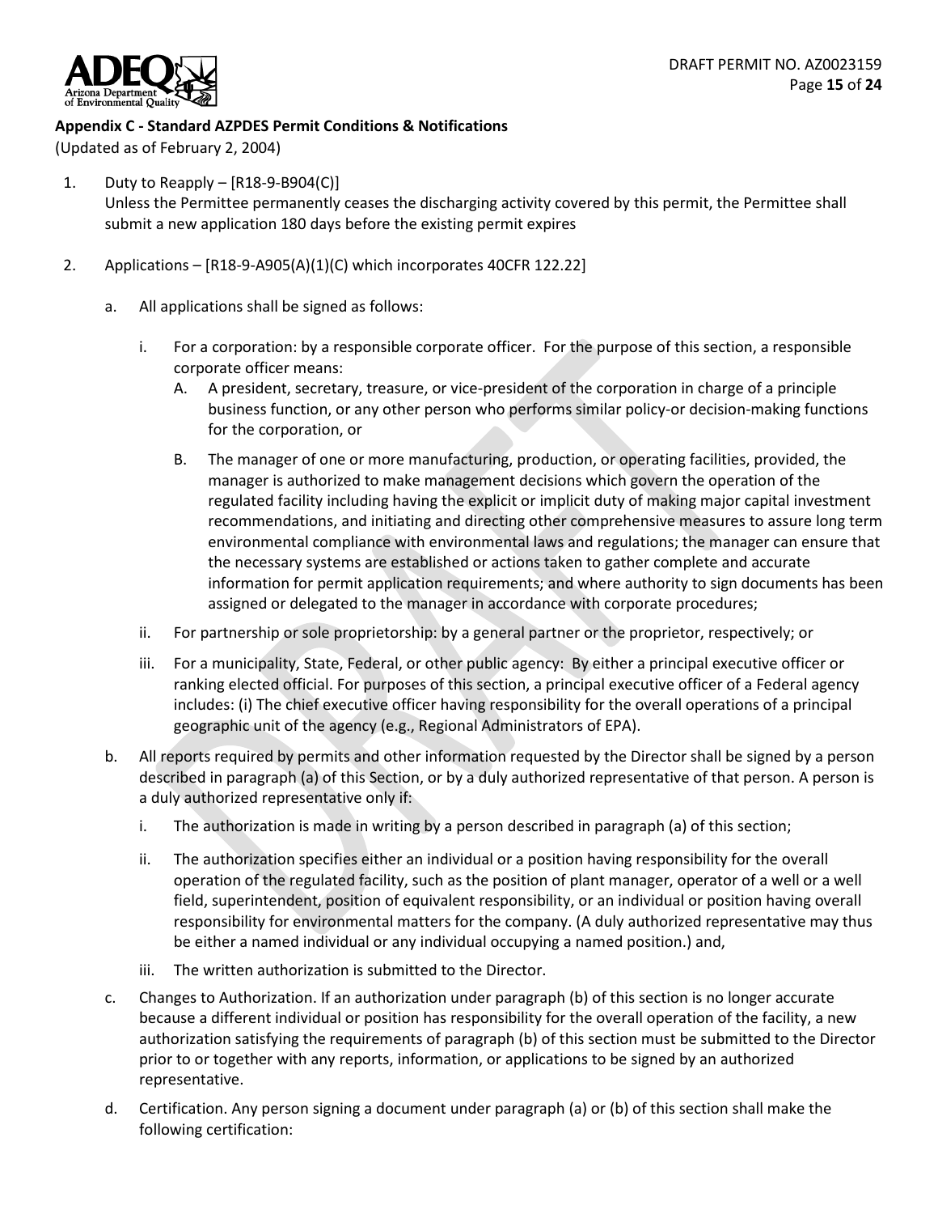**Appendix C - Standard AZPDES Permit Conditions & Notifications**

(Updated as of February 2, 2004)

1. Duty to Reapply – [R18-9-B904(C)]
   Unless the Permittee permanently ceases the discharging activity covered by this permit, the Permittee shall submit a new application 180 days before the existing permit expires

2. Applications – [R18-9-A905(A)(1)(C) which incorporates 40CFR 122.22]

   a. All applications shall be signed as follows:

      i. For a corporation: by a responsible corporate officer. For the purpose of this section, a responsible corporate officer means:
         A. A president, secretary, treasure, or vice-president of the corporation in charge of a principle business function, or any other person who performs similar policy-or decision-making functions for the corporation, or

         B. The manager of one or more manufacturing, production, or operating facilities, provided, the manager is authorized to make management decisions which govern the operation of the regulated facility including having the explicit or implicit duty of making major capital investment recommendations, and initiating and directing other comprehensive measures to assure long term environmental compliance with environmental laws and regulations; the manager can ensure that the necessary systems are established or actions taken to gather complete and accurate information for permit application requirements; and where authority to sign documents has been assigned or delegated to the manager in accordance with corporate procedures;

      ii. For partnership or sole proprietorship: by a general partner or the proprietor, respectively; or

      iii. For a municipality, State, Federal, or other public agency: By either a principal executive officer or ranking elected official. For purposes of this section, a principal executive officer of a Federal agency includes: (i) The chief executive officer having responsibility for the overall operations of a principal geographic unit of the agency (e.g., Regional Administrators of EPA).

   b. All reports required by permits and other information requested by the Director shall be signed by a person described in paragraph (a) of this Section, or by a duly authorized representative of that person. A person is a duly authorized representative only if:

      i. The authorization is made in writing by a person described in paragraph (a) of this section;

      ii. The authorization specifies either an individual or a position having responsibility for the overall operation of the regulated facility, such as the position of plant manager, operator of a well or a well field, superintendent, position of equivalent responsibility, or an individual or position having overall responsibility for environmental matters for the company. (A duly authorized representative may thus be either a named individual or any individual occupying a named position.) and,

      iii. The written authorization is submitted to the Director.

   c. Changes to Authorization. If an authorization under paragraph (b) of this section is no longer accurate because a different individual or position has responsibility for the overall operation of the facility, a new authorization satisfying the requirements of paragraph (b) of this section must be submitted to the Director prior to or together with any reports, information, or applications to be signed by an authorized representative.

   d. Certification. Any person signing a document under paragraph (a) or (b) of this section shall make the following certification: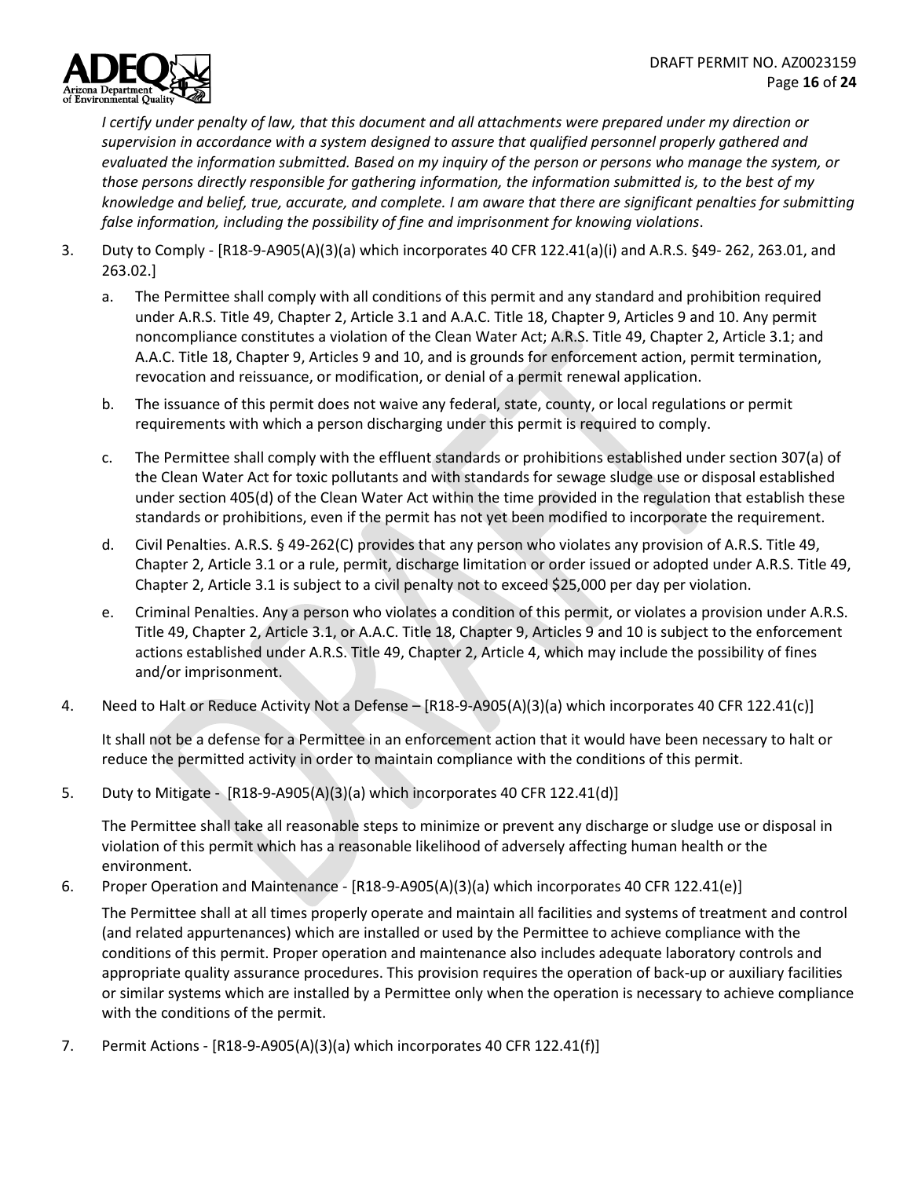*I certify under penalty of law, that this document and all attachments were prepared under my direction or supervision in accordance with a system designed to assure that qualified personnel properly gathered and evaluated the information submitted. Based on my inquiry of the person or persons who manage the system, or those persons directly responsible for gathering information, the information submitted is, to the best of my knowledge and belief, true, accurate, and complete. I am aware that there are significant penalties for submitting false information, including the possibility of fine and imprisonment for knowing violations*.

3. Duty to Comply - [R18-9-A905(A)(3)(a) which incorporates 40 CFR 122.41(a)(i) and A.R.S. §49- 262, 263.01, and 263.02.]

   a. The Permittee shall comply with all conditions of this permit and any standard and prohibition required under A.R.S. Title 49, Chapter 2, Article 3.1 and A.A.C. Title 18, Chapter 9, Articles 9 and 10. Any permit noncompliance constitutes a violation of the Clean Water Act; A.R.S. Title 49, Chapter 2, Article 3.1; and A.A.C. Title 18, Chapter 9, Articles 9 and 10, and is grounds for enforcement action, permit termination, revocation and reissuance, or modification, or denial of a permit renewal application.

   b. The issuance of this permit does not waive any federal, state, county, or local regulations or permit requirements with which a person discharging under this permit is required to comply.

   c. The Permittee shall comply with the effluent standards or prohibitions established under section 307(a) of the Clean Water Act for toxic pollutants and with standards for sewage sludge use or disposal established under section 405(d) of the Clean Water Act within the time provided in the regulation that establish these standards or prohibitions, even if the permit has not yet been modified to incorporate the requirement.

   d. Civil Penalties. A.R.S. § 49-262(C) provides that any person who violates any provision of A.R.S. Title 49, Chapter 2, Article 3.1 or a rule, permit, discharge limitation or order issued or adopted under A.R.S. Title 49, Chapter 2, Article 3.1 is subject to a civil penalty not to exceed $25,000 per day per violation.

   e. Criminal Penalties. Any a person who violates a condition of this permit, or violates a provision under A.R.S. Title 49, Chapter 2, Article 3.1, or A.A.C. Title 18, Chapter 9, Articles 9 and 10 is subject to the enforcement actions established under A.R.S. Title 49, Chapter 2, Article 4, which may include the possibility of fines and/or imprisonment.

4. Need to Halt or Reduce Activity Not a Defense – [R18-9-A905(A)(3)(a) which incorporates 40 CFR 122.41(c)]

   It shall not be a defense for a Permittee in an enforcement action that it would have been necessary to halt or reduce the permitted activity in order to maintain compliance with the conditions of this permit.

5. Duty to Mitigate - [R18-9-A905(A)(3)(a) which incorporates 40 CFR 122.41(d)]

   The Permittee shall take all reasonable steps to minimize or prevent any discharge or sludge use or disposal in violation of this permit which has a reasonable likelihood of adversely affecting human health or the environment.

6. Proper Operation and Maintenance - [R18-9-A905(A)(3)(a) which incorporates 40 CFR 122.41(e)]

   The Permittee shall at all times properly operate and maintain all facilities and systems of treatment and control (and related appurtenances) which are installed or used by the Permittee to achieve compliance with the conditions of this permit. Proper operation and maintenance also includes adequate laboratory controls and appropriate quality assurance procedures. This provision requires the operation of back-up or auxiliary facilities or similar systems which are installed by a Permittee only when the operation is necessary to achieve compliance with the conditions of the permit.

7. Permit Actions - [R18-9-A905(A)(3)(a) which incorporates 40 CFR 122.41(f)]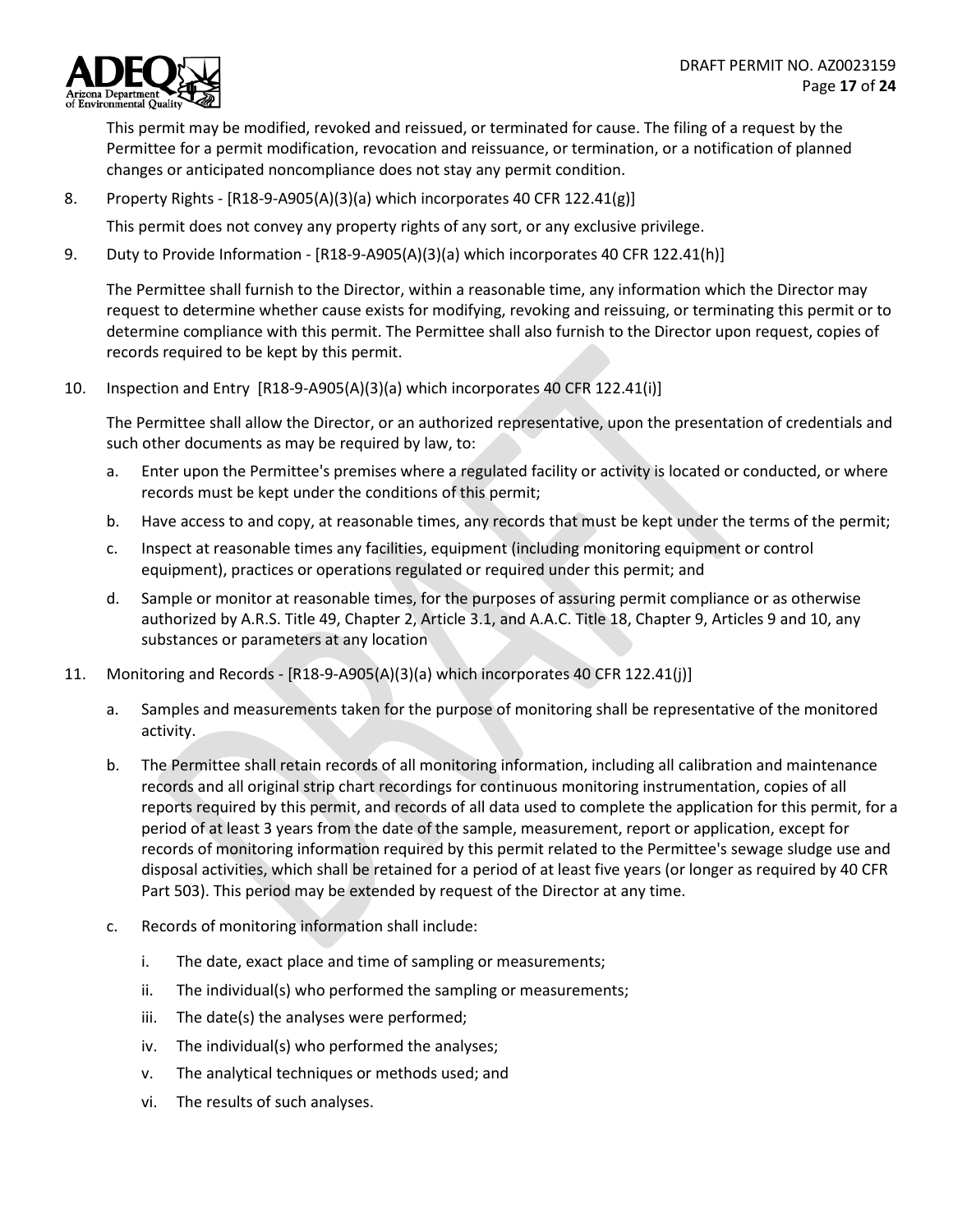This permit may be modified, revoked and reissued, or terminated for cause. The filing of a request by the Permittee for a permit modification, revocation and reissuance, or termination, or a notification of planned changes or anticipated noncompliance does not stay any permit condition.

8. Property Rights - [R18-9-A905(A)(3)(a) which incorporates 40 CFR 122.41(g)]

   This permit does not convey any property rights of any sort, or any exclusive privilege.

9. Duty to Provide Information - [R18-9-A905(A)(3)(a) which incorporates 40 CFR 122.41(h)]

   The Permittee shall furnish to the Director, within a reasonable time, any information which the Director may request to determine whether cause exists for modifying, revoking and reissuing, or terminating this permit or to determine compliance with this permit. The Permittee shall also furnish to the Director upon request, copies of records required to be kept by this permit.

10. Inspection and Entry [R18-9-A905(A)(3)(a) which incorporates 40 CFR 122.41(i)]

    The Permittee shall allow the Director, or an authorized representative, upon the presentation of credentials and such other documents as may be required by law, to:

    a. Enter upon the Permittee's premises where a regulated facility or activity is located or conducted, or where records must be kept under the conditions of this permit;
    b. Have access to and copy, at reasonable times, any records that must be kept under the terms of the permit;
    c. Inspect at reasonable times any facilities, equipment (including monitoring equipment or control equipment), practices or operations regulated or required under this permit; and
    d. Sample or monitor at reasonable times, for the purposes of assuring permit compliance or as otherwise authorized by A.R.S. Title 49, Chapter 2, Article 3.1, and A.A.C. Title 18, Chapter 9, Articles 9 and 10, any substances or parameters at any location

11. Monitoring and Records - [R18-9-A905(A)(3)(a) which incorporates 40 CFR 122.41(j)]

    a. Samples and measurements taken for the purpose of monitoring shall be representative of the monitored activity.
    b. The Permittee shall retain records of all monitoring information, including all calibration and maintenance records and all original strip chart recordings for continuous monitoring instrumentation, copies of all reports required by this permit, and records of all data used to complete the application for this permit, for a period of at least 3 years from the date of the sample, measurement, report or application, except for records of monitoring information required by this permit related to the Permittee's sewage sludge use and disposal activities, which shall be retained for a period of at least five years (or longer as required by 40 CFR Part 503). This period may be extended by request of the Director at any time.
    c. Records of monitoring information shall include:
       i. The date, exact place and time of sampling or measurements;
       ii. The individual(s) who performed the sampling or measurements;
       iii. The date(s) the analyses were performed;
       iv. The individual(s) who performed the analyses;
       v. The analytical techniques or methods used; and
       vi. The results of such analyses.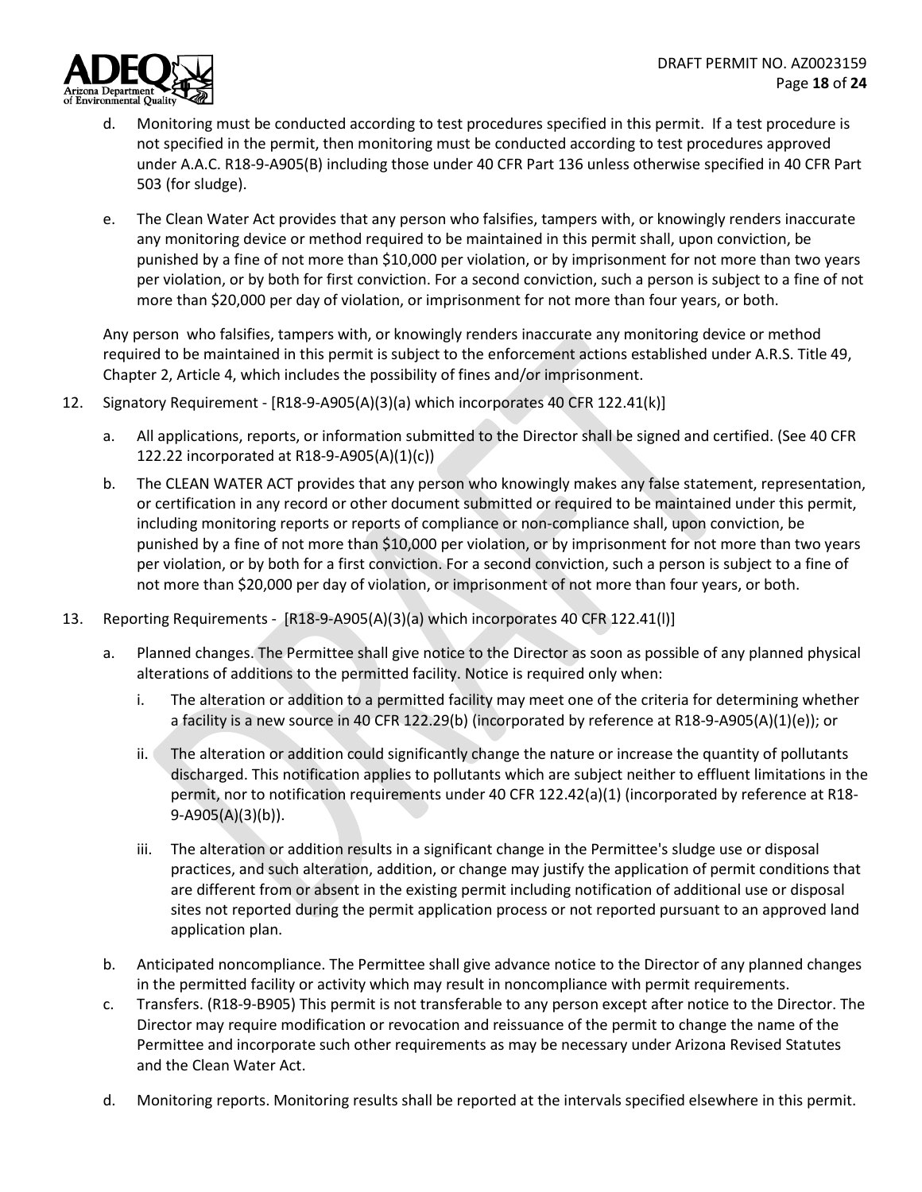d. Monitoring must be conducted according to test procedures specified in this permit. If a test procedure is not specified in the permit, then monitoring must be conducted according to test procedures approved under A.A.C. R18-9-A905(B) including those under 40 CFR Part 136 unless otherwise specified in 40 CFR Part 503 (for sludge).

e. The Clean Water Act provides that any person who falsifies, tampers with, or knowingly renders inaccurate any monitoring device or method required to be maintained in this permit shall, upon conviction, be punished by a fine of not more than $10,000 per violation, or by imprisonment for not more than two years per violation, or by both for first conviction. For a second conviction, such a person is subject to a fine of not more than $20,000 per day of violation, or imprisonment for not more than four years, or both.

Any person who falsifies, tampers with, or knowingly renders inaccurate any monitoring device or method required to be maintained in this permit is subject to the enforcement actions established under A.R.S. Title 49, Chapter 2, Article 4, which includes the possibility of fines and/or imprisonment.

12. Signatory Requirement - [R18-9-A905(A)(3)(a) which incorporates 40 CFR 122.41(k)]

   a. All applications, reports, or information submitted to the Director shall be signed and certified. (See 40 CFR 122.22 incorporated at R18-9-A905(A)(1)(c))

   b. The CLEAN WATER ACT provides that any person who knowingly makes any false statement, representation, or certification in any record or other document submitted or required to be maintained under this permit, including monitoring reports or reports of compliance or non-compliance shall, upon conviction, be punished by a fine of not more than $10,000 per violation, or by imprisonment for not more than two years per violation, or by both for a first conviction. For a second conviction, such a person is subject to a fine of not more than $20,000 per day of violation, or imprisonment of not more than four years, or both.

13. Reporting Requirements - [R18-9-A905(A)(3)(a) which incorporates 40 CFR 122.41(l)]

   a. Planned changes. The Permittee shall give notice to the Director as soon as possible of any planned physical alterations of additions to the permitted facility. Notice is required only when:

      i. The alteration or addition to a permitted facility may meet one of the criteria for determining whether a facility is a new source in 40 CFR 122.29(b) (incorporated by reference at R18-9-A905(A)(1)(e)); or

      ii. The alteration or addition could significantly change the nature or increase the quantity of pollutants discharged. This notification applies to pollutants which are subject neither to effluent limitations in the permit, nor to notification requirements under 40 CFR 122.42(a)(1) (incorporated by reference at R18-9-A905(A)(3)(b)).

      iii. The alteration or addition results in a significant change in the Permittee's sludge use or disposal practices, and such alteration, addition, or change may justify the application of permit conditions that are different from or absent in the existing permit including notification of additional use or disposal sites not reported during the permit application process or not reported pursuant to an approved land application plan.

   b. Anticipated noncompliance. The Permittee shall give advance notice to the Director of any planned changes in the permitted facility or activity which may result in noncompliance with permit requirements.

   c. Transfers. (R18-9-B905) This permit is not transferable to any person except after notice to the Director. The Director may require modification or revocation and reissuance of the permit to change the name of the Permittee and incorporate such other requirements as may be necessary under Arizona Revised Statutes and the Clean Water Act.

   d. Monitoring reports. Monitoring results shall be reported at the intervals specified elsewhere in this permit.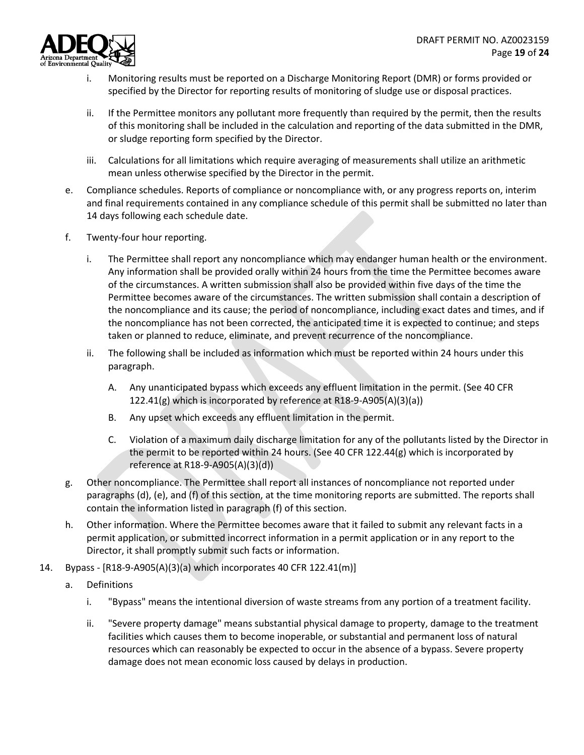i. Monitoring results must be reported on a Discharge Monitoring Report (DMR) or forms provided or specified by the Director for reporting results of monitoring of sludge use or disposal practices.

ii. If the Permittee monitors any pollutant more frequently than required by the permit, then the results of this monitoring shall be included in the calculation and reporting of the data submitted in the DMR, or sludge reporting form specified by the Director.

iii. Calculations for all limitations which require averaging of measurements shall utilize an arithmetic mean unless otherwise specified by the Director in the permit.

e. Compliance schedules. Reports of compliance or noncompliance with, or any progress reports on, interim and final requirements contained in any compliance schedule of this permit shall be submitted no later than 14 days following each schedule date.

f. Twenty-four hour reporting.

i. The Permittee shall report any noncompliance which may endanger human health or the environment. Any information shall be provided orally within 24 hours from the time the Permittee becomes aware of the circumstances. A written submission shall also be provided within five days of the time the Permittee becomes aware of the circumstances. The written submission shall contain a description of the noncompliance and its cause; the period of noncompliance, including exact dates and times, and if the noncompliance has not been corrected, the anticipated time it is expected to continue; and steps taken or planned to reduce, eliminate, and prevent recurrence of the noncompliance.

ii. The following shall be included as information which must be reported within 24 hours under this paragraph.

A. Any unanticipated bypass which exceeds any effluent limitation in the permit. (See 40 CFR 122.41(g) which is incorporated by reference at R18-9-A905(A)(3)(a))

B. Any upset which exceeds any effluent limitation in the permit.

C. Violation of a maximum daily discharge limitation for any of the pollutants listed by the Director in the permit to be reported within 24 hours. (See 40 CFR 122.44(g) which is incorporated by reference at R18-9-A905(A)(3)(d))

g. Other noncompliance. The Permittee shall report all instances of noncompliance not reported under paragraphs (d), (e), and (f) of this section, at the time monitoring reports are submitted. The reports shall contain the information listed in paragraph (f) of this section.

h. Other information. Where the Permittee becomes aware that it failed to submit any relevant facts in a permit application, or submitted incorrect information in a permit application or in any report to the Director, it shall promptly submit such facts or information.

14. Bypass - [R18-9-A905(A)(3)(a) which incorporates 40 CFR 122.41(m)]

a. Definitions

i. "Bypass" means the intentional diversion of waste streams from any portion of a treatment facility.

ii. "Severe property damage" means substantial physical damage to property, damage to the treatment facilities which causes them to become inoperable, or substantial and permanent loss of natural resources which can reasonably be expected to occur in the absence of a bypass. Severe property damage does not mean economic loss caused by delays in production.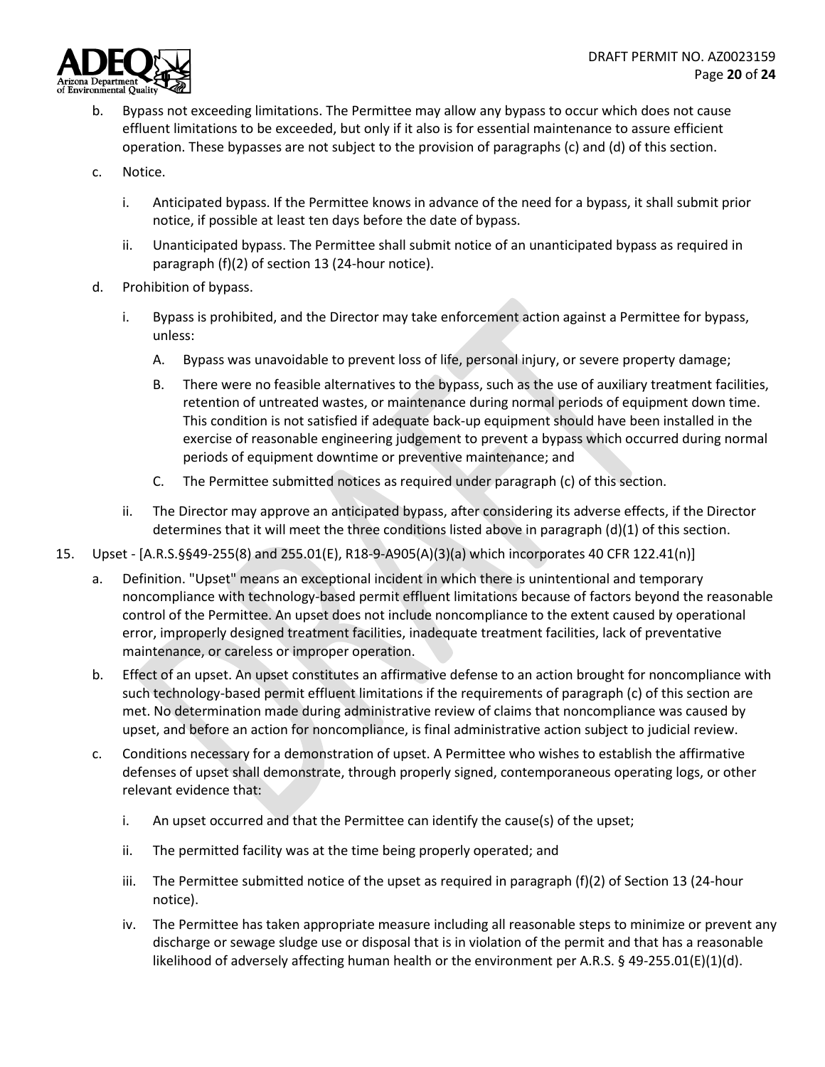b. Bypass not exceeding limitations. The Permittee may allow any bypass to occur which does not cause effluent limitations to be exceeded, but only if it also is for essential maintenance to assure efficient operation. These bypasses are not subject to the provision of paragraphs (c) and (d) of this section.

c. Notice.

   i. Anticipated bypass. If the Permittee knows in advance of the need for a bypass, it shall submit prior notice, if possible at least ten days before the date of bypass.

   ii. Unanticipated bypass. The Permittee shall submit notice of an unanticipated bypass as required in paragraph (f)(2) of section 13 (24-hour notice).

d. Prohibition of bypass.

   i. Bypass is prohibited, and the Director may take enforcement action against a Permittee for bypass, unless:

      A. Bypass was unavoidable to prevent loss of life, personal injury, or severe property damage;

      B. There were no feasible alternatives to the bypass, such as the use of auxiliary treatment facilities, retention of untreated wastes, or maintenance during normal periods of equipment down time. This condition is not satisfied if adequate back-up equipment should have been installed in the exercise of reasonable engineering judgement to prevent a bypass which occurred during normal periods of equipment downtime or preventive maintenance; and

      C. The Permittee submitted notices as required under paragraph (c) of this section.

   ii. The Director may approve an anticipated bypass, after considering its adverse effects, if the Director determines that it will meet the three conditions listed above in paragraph (d)(1) of this section.

15. Upset - [A.R.S.§§49-255(8) and 255.01(E), R18-9-A905(A)(3)(a) which incorporates 40 CFR 122.41(n)]

a. Definition. "Upset" means an exceptional incident in which there is unintentional and temporary noncompliance with technology-based permit effluent limitations because of factors beyond the reasonable control of the Permittee. An upset does not include noncompliance to the extent caused by operational error, improperly designed treatment facilities, inadequate treatment facilities, lack of preventative maintenance, or careless or improper operation.

b. Effect of an upset. An upset constitutes an affirmative defense to an action brought for noncompliance with such technology-based permit effluent limitations if the requirements of paragraph (c) of this section are met. No determination made during administrative review of claims that noncompliance was caused by upset, and before an action for noncompliance, is final administrative action subject to judicial review.

c. Conditions necessary for a demonstration of upset. A Permittee who wishes to establish the affirmative defenses of upset shall demonstrate, through properly signed, contemporaneous operating logs, or other relevant evidence that:

   i. An upset occurred and that the Permittee can identify the cause(s) of the upset;

   ii. The permitted facility was at the time being properly operated; and

   iii. The Permittee submitted notice of the upset as required in paragraph (f)(2) of Section 13 (24-hour notice).

   iv. The Permittee has taken appropriate measure including all reasonable steps to minimize or prevent any discharge or sewage sludge use or disposal that is in violation of the permit and that has a reasonable likelihood of adversely affecting human health or the environment per A.R.S. § 49-255.01(E)(1)(d).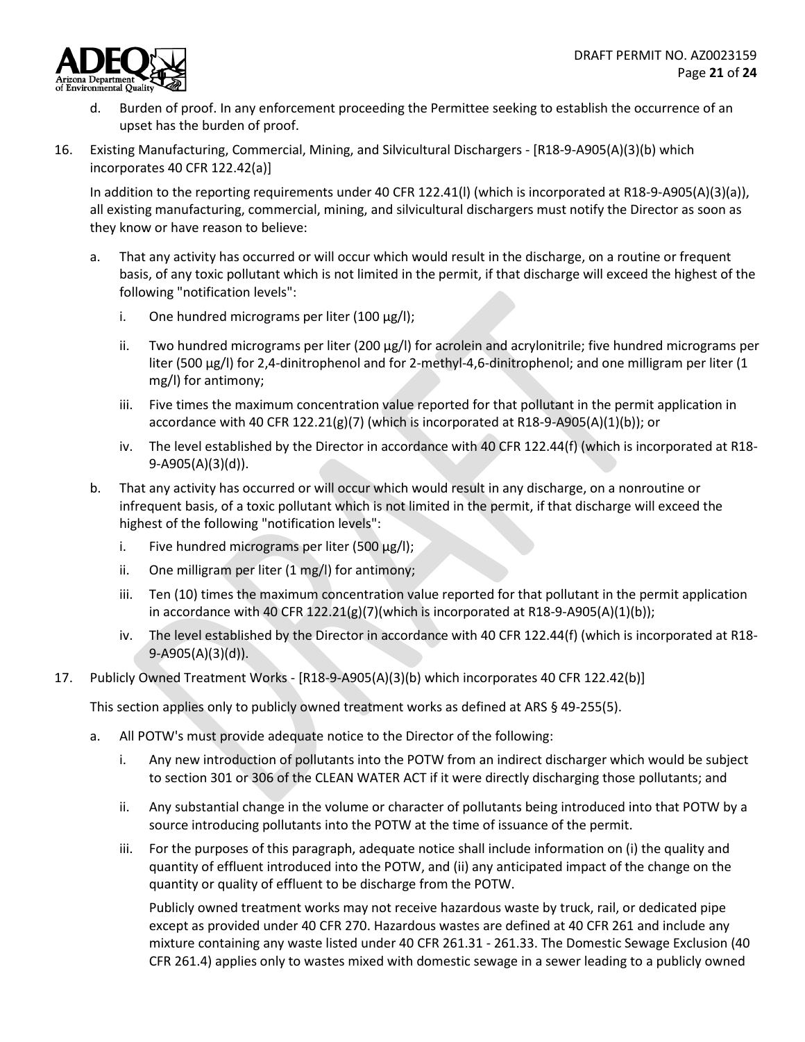d. Burden of proof. In any enforcement proceeding the Permittee seeking to establish the occurrence of an upset has the burden of proof.

16. Existing Manufacturing, Commercial, Mining, and Silvicultural Dischargers - [R18-9-A905(A)(3)(b) which incorporates 40 CFR 122.42(a)]

 In addition to the reporting requirements under 40 CFR 122.41(l) (which is incorporated at R18-9-A905(A)(3)(a)), all existing manufacturing, commercial, mining, and silvicultural dischargers must notify the Director as soon as they know or have reason to believe:

 a. That any activity has occurred or will occur which would result in the discharge, on a routine or frequent basis, of any toxic pollutant which is not limited in the permit, if that discharge will exceed the highest of the following "notification levels":

 i. One hundred micrograms per liter (100 μg/l);

 ii. Two hundred micrograms per liter (200 μg/l) for acrolein and acrylonitrile; five hundred micrograms per liter (500 μg/l) for 2,4-dinitrophenol and for 2-methyl-4,6-dinitrophenol; and one milligram per liter (1 mg/l) for antimony;

 iii. Five times the maximum concentration value reported for that pollutant in the permit application in accordance with 40 CFR 122.21(g)(7) (which is incorporated at R18-9-A905(A)(1)(b)); or

 iv. The level established by the Director in accordance with 40 CFR 122.44(f) (which is incorporated at R18-9-A905(A)(3)(d)).

 b. That any activity has occurred or will occur which would result in any discharge, on a nonroutine or infrequent basis, of a toxic pollutant which is not limited in the permit, if that discharge will exceed the highest of the following "notification levels":

 i. Five hundred micrograms per liter (500 μg/l);

 ii. One milligram per liter (1 mg/l) for antimony;

 iii. Ten (10) times the maximum concentration value reported for that pollutant in the permit application in accordance with 40 CFR 122.21(g)(7)(which is incorporated at R18-9-A905(A)(1)(b));

 iv. The level established by the Director in accordance with 40 CFR 122.44(f) (which is incorporated at R18-9-A905(A)(3)(d)).

17. Publicly Owned Treatment Works - [R18-9-A905(A)(3)(b) which incorporates 40 CFR 122.42(b)]

 This section applies only to publicly owned treatment works as defined at ARS § 49-255(5).

 a. All POTW's must provide adequate notice to the Director of the following:

 i. Any new introduction of pollutants into the POTW from an indirect discharger which would be subject to section 301 or 306 of the CLEAN WATER ACT if it were directly discharging those pollutants; and

 ii. Any substantial change in the volume or character of pollutants being introduced into that POTW by a source introducing pollutants into the POTW at the time of issuance of the permit.

 iii. For the purposes of this paragraph, adequate notice shall include information on (i) the quality and quantity of effluent introduced into the POTW, and (ii) any anticipated impact of the change on the quantity or quality of effluent to be discharge from the POTW.

 Publicly owned treatment works may not receive hazardous waste by truck, rail, or dedicated pipe except as provided under 40 CFR 270. Hazardous wastes are defined at 40 CFR 261 and include any mixture containing any waste listed under 40 CFR 261.31 - 261.33. The Domestic Sewage Exclusion (40 CFR 261.4) applies only to wastes mixed with domestic sewage in a sewer leading to a publicly owned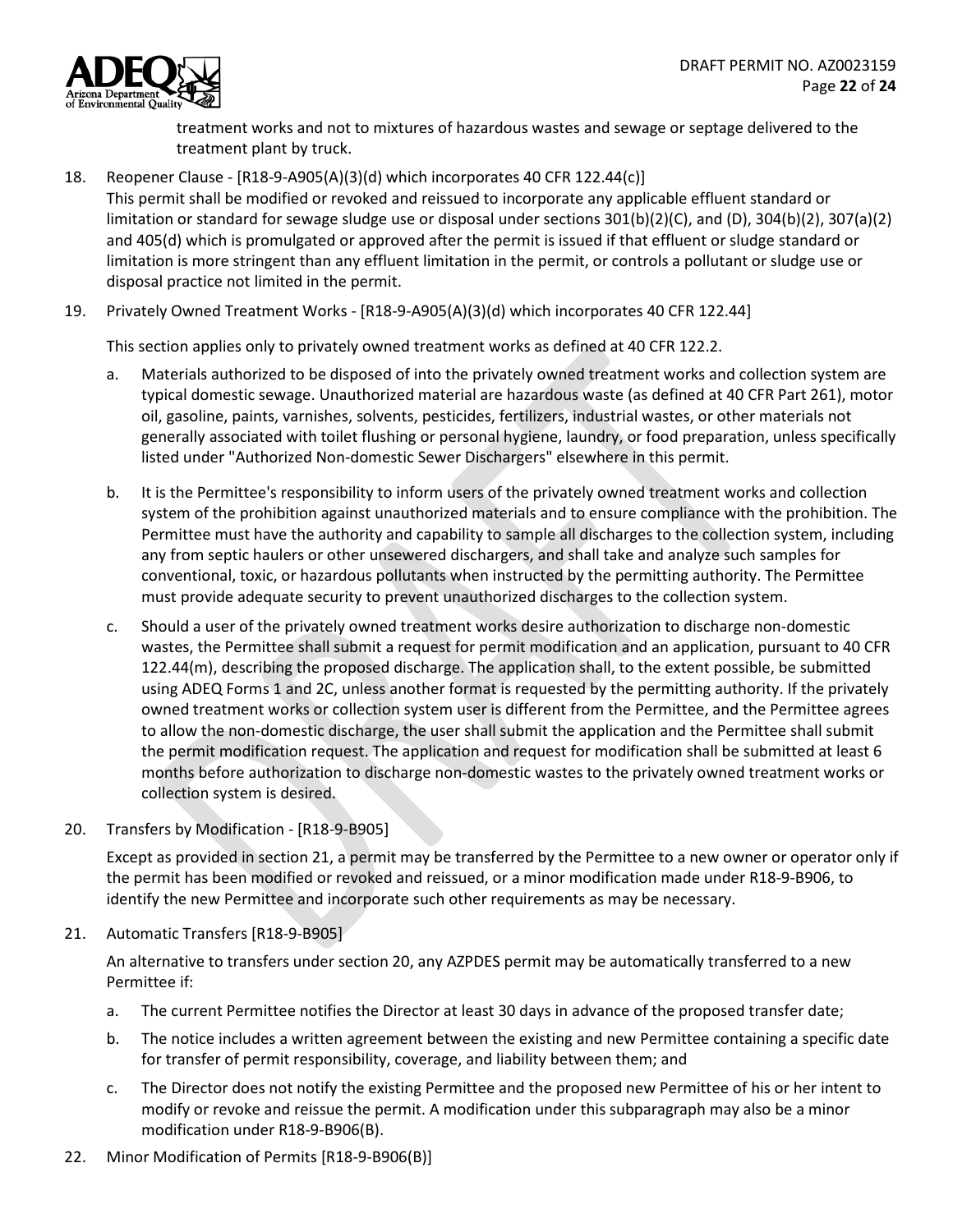treatment works and not to mixtures of hazardous wastes and sewage or septage delivered to the treatment plant by truck.

18. Reopener Clause - [R18-9-A905(A)(3)(d) which incorporates 40 CFR 122.44(c)]
This permit shall be modified or revoked and reissued to incorporate any applicable effluent standard or limitation or standard for sewage sludge use or disposal under sections 301(b)(2)(C), and (D), 304(b)(2), 307(a)(2) and 405(d) which is promulgated or approved after the permit is issued if that effluent or sludge standard or limitation is more stringent than any effluent limitation in the permit, or controls a pollutant or sludge use or disposal practice not limited in the permit.

19. Privately Owned Treatment Works - [R18-9-A905(A)(3)(d) which incorporates 40 CFR 122.44]

    This section applies only to privately owned treatment works as defined at 40 CFR 122.2.

    a. Materials authorized to be disposed of into the privately owned treatment works and collection system are typical domestic sewage. Unauthorized material are hazardous waste (as defined at 40 CFR Part 261), motor oil, gasoline, paints, varnishes, solvents, pesticides, fertilizers, industrial wastes, or other materials not generally associated with toilet flushing or personal hygiene, laundry, or food preparation, unless specifically listed under "Authorized Non-domestic Sewer Dischargers" elsewhere in this permit.

    b. It is the Permittee's responsibility to inform users of the privately owned treatment works and collection system of the prohibition against unauthorized materials and to ensure compliance with the prohibition. The Permittee must have the authority and capability to sample all discharges to the collection system, including any from septic haulers or other unsewered dischargers, and shall take and analyze such samples for conventional, toxic, or hazardous pollutants when instructed by the permitting authority. The Permittee must provide adequate security to prevent unauthorized discharges to the collection system.

    c. Should a user of the privately owned treatment works desire authorization to discharge non-domestic wastes, the Permittee shall submit a request for permit modification and an application, pursuant to 40 CFR 122.44(m), describing the proposed discharge. The application shall, to the extent possible, be submitted using ADEQ Forms 1 and 2C, unless another format is requested by the permitting authority. If the privately owned treatment works or collection system user is different from the Permittee, and the Permittee agrees to allow the non-domestic discharge, the user shall submit the application and the Permittee shall submit the permit modification request. The application and request for modification shall be submitted at least 6 months before authorization to discharge non-domestic wastes to the privately owned treatment works or collection system is desired.

20. Transfers by Modification - [R18-9-B905]

    Except as provided in section 21, a permit may be transferred by the Permittee to a new owner or operator only if the permit has been modified or revoked and reissued, or a minor modification made under R18-9-B906, to identify the new Permittee and incorporate such other requirements as may be necessary.

21. Automatic Transfers [R18-9-B905]

    An alternative to transfers under section 20, any AZPDES permit may be automatically transferred to a new Permittee if:

    a. The current Permittee notifies the Director at least 30 days in advance of the proposed transfer date;

    b. The notice includes a written agreement between the existing and new Permittee containing a specific date for transfer of permit responsibility, coverage, and liability between them; and

    c. The Director does not notify the existing Permittee and the proposed new Permittee of his or her intent to modify or revoke and reissue the permit. A modification under this subparagraph may also be a minor modification under R18-9-B906(B).

22. Minor Modification of Permits [R18-9-B906(B)]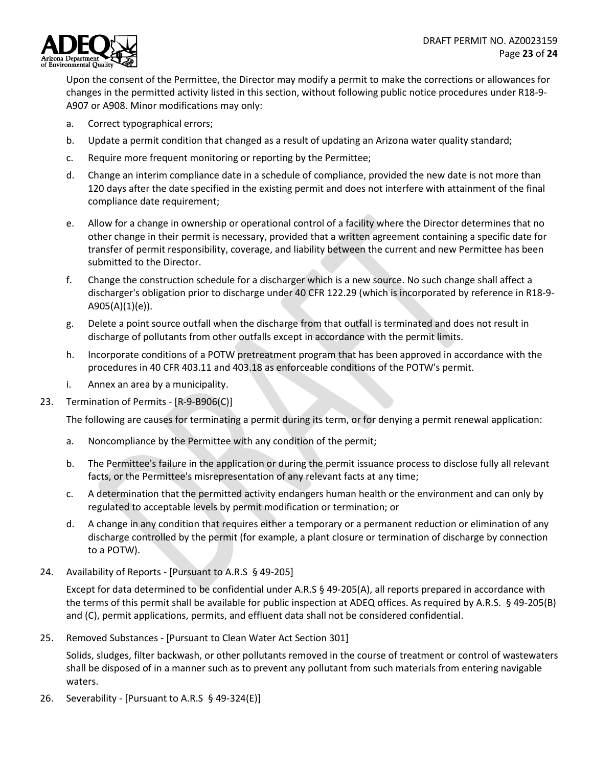Upon the consent of the Permittee, the Director may modify a permit to make the corrections or allowances for changes in the permitted activity listed in this section, without following public notice procedures under R18-9-A907 or A908. Minor modifications may only:

a. Correct typographical errors;

b. Update a permit condition that changed as a result of updating an Arizona water quality standard;

c. Require more frequent monitoring or reporting by the Permittee;

d. Change an interim compliance date in a schedule of compliance, provided the new date is not more than 120 days after the date specified in the existing permit and does not interfere with attainment of the final compliance date requirement;

e. Allow for a change in ownership or operational control of a facility where the Director determines that no other change in their permit is necessary, provided that a written agreement containing a specific date for transfer of permit responsibility, coverage, and liability between the current and new Permittee has been submitted to the Director.

f. Change the construction schedule for a discharger which is a new source. No such change shall affect a discharger's obligation prior to discharge under 40 CFR 122.29 (which is incorporated by reference in R18-9-A905(A)(1)(e)).

g. Delete a point source outfall when the discharge from that outfall is terminated and does not result in discharge of pollutants from other outfalls except in accordance with the permit limits.

h. Incorporate conditions of a POTW pretreatment program that has been approved in accordance with the procedures in 40 CFR 403.11 and 403.18 as enforceable conditions of the POTW's permit.

i. Annex an area by a municipality.

23. Termination of Permits - [R-9-B906(C)]

The following are causes for terminating a permit during its term, or for denying a permit renewal application:

a. Noncompliance by the Permittee with any condition of the permit;

b. The Permittee's failure in the application or during the permit issuance process to disclose fully all relevant facts, or the Permittee's misrepresentation of any relevant facts at any time;

c. A determination that the permitted activity endangers human health or the environment and can only by regulated to acceptable levels by permit modification or termination; or

d. A change in any condition that requires either a temporary or a permanent reduction or elimination of any discharge controlled by the permit (for example, a plant closure or termination of discharge by connection to a POTW).

24. Availability of Reports - [Pursuant to A.R.S § 49-205]

Except for data determined to be confidential under A.R.S § 49-205(A), all reports prepared in accordance with the terms of this permit shall be available for public inspection at ADEQ offices. As required by A.R.S. § 49-205(B) and (C), permit applications, permits, and effluent data shall not be considered confidential.

25. Removed Substances - [Pursuant to Clean Water Act Section 301]

Solids, sludges, filter backwash, or other pollutants removed in the course of treatment or control of wastewaters shall be disposed of in a manner such as to prevent any pollutant from such materials from entering navigable waters.

26. Severability - [Pursuant to A.R.S § 49-324(E)]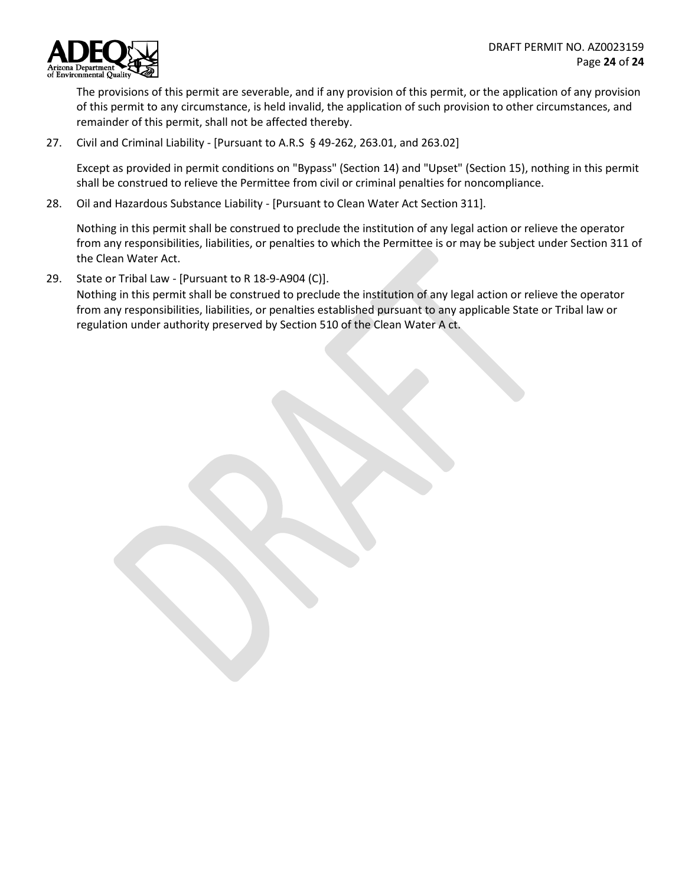The provisions of this permit are severable, and if any provision of this permit, or the application of any provision of this permit to any circumstance, is held invalid, the application of such provision to other circumstances, and remainder of this permit, shall not be affected thereby.

27. Civil and Criminal Liability - [Pursuant to A.R.S § 49-262, 263.01, and 263.02]

    Except as provided in permit conditions on "Bypass" (Section 14) and "Upset" (Section 15), nothing in this permit shall be construed to relieve the Permittee from civil or criminal penalties for noncompliance.

28. Oil and Hazardous Substance Liability - [Pursuant to Clean Water Act Section 311].

    Nothing in this permit shall be construed to preclude the institution of any legal action or relieve the operator from any responsibilities, liabilities, or penalties to which the Permittee is or may be subject under Section 311 of the Clean Water Act.

29. State or Tribal Law - [Pursuant to R 18-9-A904 (C)].

    Nothing in this permit shall be construed to preclude the institution of any legal action or relieve the operator from any responsibilities, liabilities, or penalties established pursuant to any applicable State or Tribal law or regulation under authority preserved by Section 510 of the Clean Water A ct.